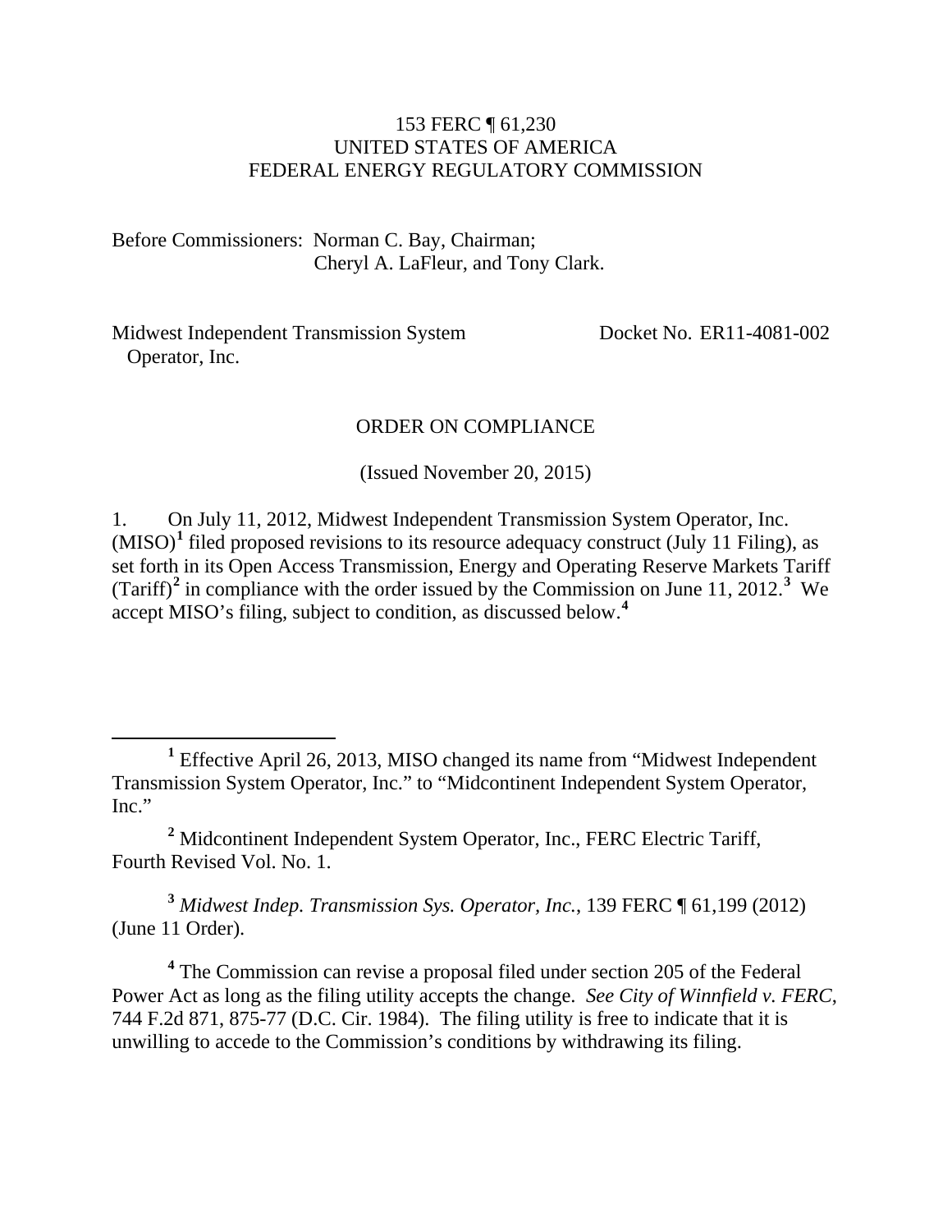153 FERC ¶ 61,230
UNITED STATES OF AMERICA
FEDERAL ENERGY REGULATORY COMMISSION

Before Commissioners: Norman C. Bay, Chairman;
Cheryl A. LaFleur, and Tony Clark.

Midwest Independent Transmission System Operator, Inc. — Docket No. ER11-4081-002

ORDER ON COMPLIANCE

(Issued November 20, 2015)

1. On July 11, 2012, Midwest Independent Transmission System Operator, Inc. (MISO)[1] filed proposed revisions to its resource adequacy construct (July 11 Filing), as set forth in its Open Access Transmission, Energy and Operating Reserve Markets Tariff (Tariff)[2] in compliance with the order issued by the Commission on June 11, 2012.[3] We accept MISO's filing, subject to condition, as discussed below.[4]

---

[1] Effective April 26, 2013, MISO changed its name from "Midwest Independent Transmission System Operator, Inc." to "Midcontinent Independent System Operator, Inc."

[2] Midcontinent Independent System Operator, Inc., FERC Electric Tariff, Fourth Revised Vol. No. 1.

[3] *Midwest Indep. Transmission Sys. Operator, Inc.*, 139 FERC ¶ 61,199 (2012) (June 11 Order).

[4] The Commission can revise a proposal filed under section 205 of the Federal Power Act as long as the filing utility accepts the change. *See City of Winnfield v. FERC*, 744 F.2d 871, 875-77 (D.C. Cir. 1984). The filing utility is free to indicate that it is unwilling to accede to the Commission's conditions by withdrawing its filing.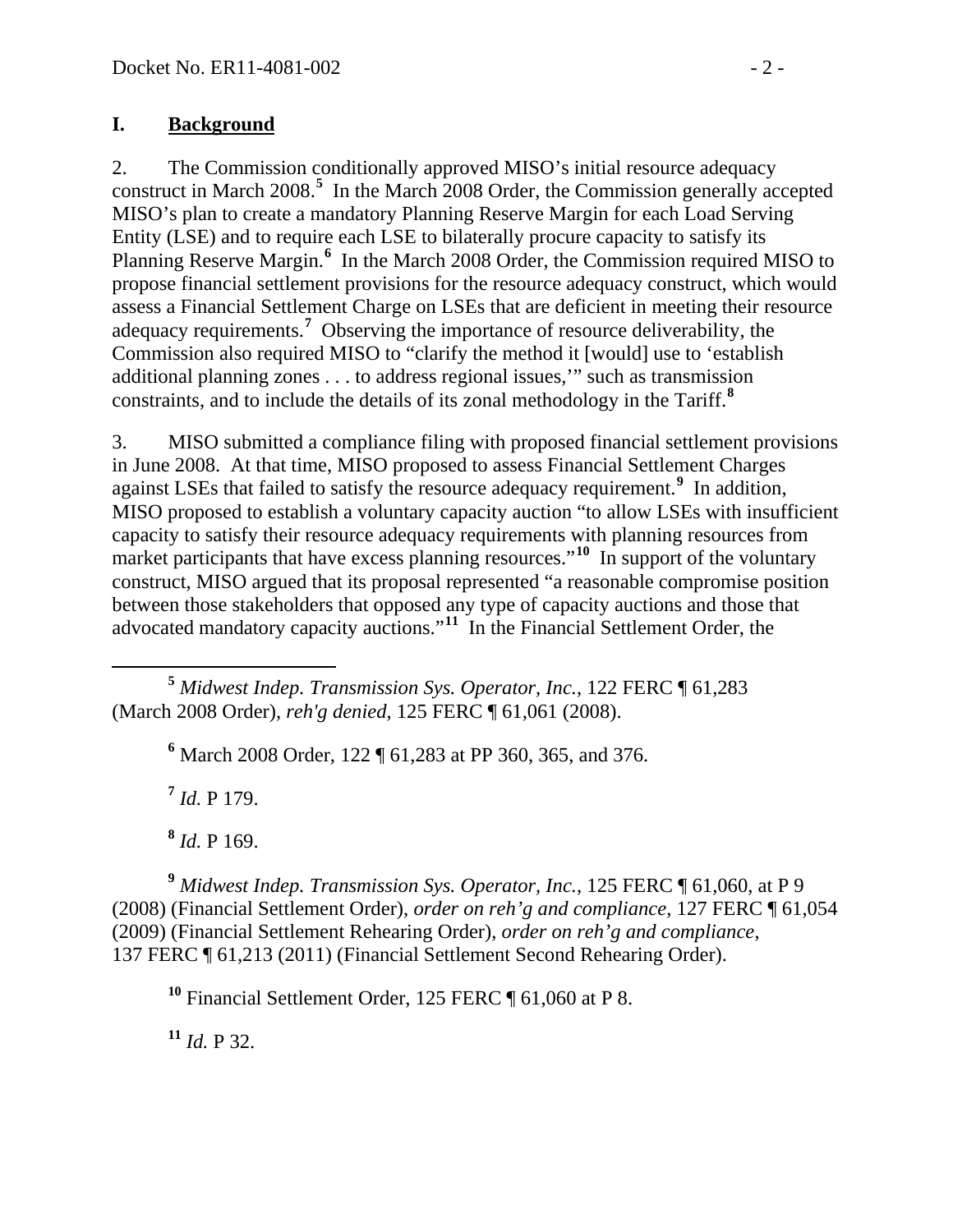## I. Background

2. The Commission conditionally approved MISO's initial resource adequacy construct in March 2008.[5] In the March 2008 Order, the Commission generally accepted MISO's plan to create a mandatory Planning Reserve Margin for each Load Serving Entity (LSE) and to require each LSE to bilaterally procure capacity to satisfy its Planning Reserve Margin.[6] In the March 2008 Order, the Commission required MISO to propose financial settlement provisions for the resource adequacy construct, which would assess a Financial Settlement Charge on LSEs that are deficient in meeting their resource adequacy requirements.[7] Observing the importance of resource deliverability, the Commission also required MISO to "clarify the method it [would] use to 'establish additional planning zones . . . to address regional issues,'" such as transmission constraints, and to include the details of its zonal methodology in the Tariff.[8]

3. MISO submitted a compliance filing with proposed financial settlement provisions in June 2008. At that time, MISO proposed to assess Financial Settlement Charges against LSEs that failed to satisfy the resource adequacy requirement.[9] In addition, MISO proposed to establish a voluntary capacity auction "to allow LSEs with insufficient capacity to satisfy their resource adequacy requirements with planning resources from market participants that have excess planning resources."[10] In support of the voluntary construct, MISO argued that its proposal represented "a reasonable compromise position between those stakeholders that opposed any type of capacity auctions and those that advocated mandatory capacity auctions."[11] In the Financial Settlement Order, the

---

[5] *Midwest Indep. Transmission Sys. Operator, Inc.*, 122 FERC ¶ 61,283 (March 2008 Order), *reh'g denied*, 125 FERC ¶ 61,061 (2008).

[6] March 2008 Order, 122 ¶ 61,283 at PP 360, 365, and 376.

[7] *Id.* P 179.

[8] *Id.* P 169.

[9] *Midwest Indep. Transmission Sys. Operator, Inc.*, 125 FERC ¶ 61,060, at P 9 (2008) (Financial Settlement Order), *order on reh'g and compliance*, 127 FERC ¶ 61,054 (2009) (Financial Settlement Rehearing Order), *order on reh'g and compliance*, 137 FERC ¶ 61,213 (2011) (Financial Settlement Second Rehearing Order).

[10] Financial Settlement Order, 125 FERC ¶ 61,060 at P 8.

[11] *Id.* P 32.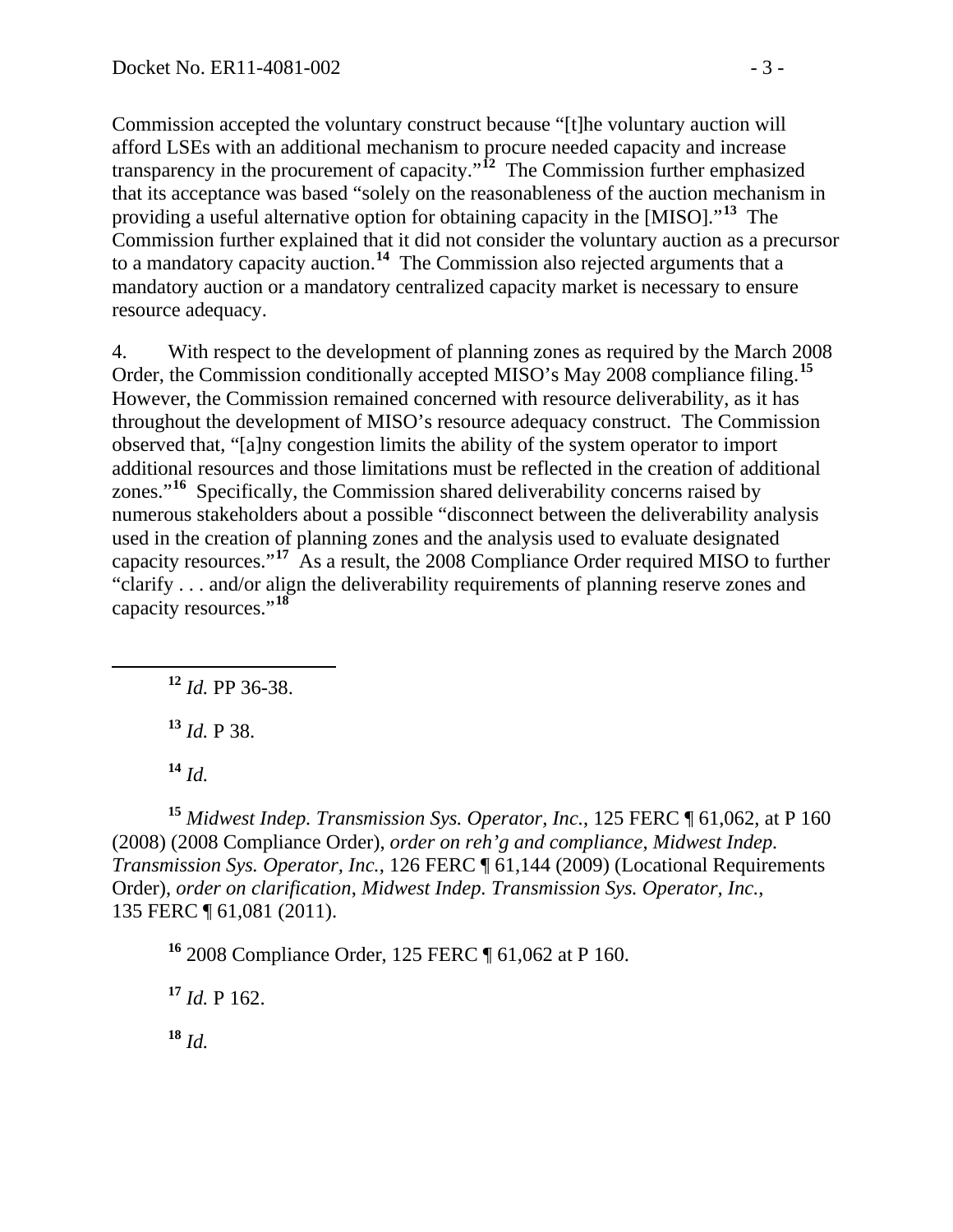Commission accepted the voluntary construct because "[t]he voluntary auction will afford LSEs with an additional mechanism to procure needed capacity and increase transparency in the procurement of capacity."[12] The Commission further emphasized that its acceptance was based "solely on the reasonableness of the auction mechanism in providing a useful alternative option for obtaining capacity in the [MISO]."[13] The Commission further explained that it did not consider the voluntary auction as a precursor to a mandatory capacity auction.[14] The Commission also rejected arguments that a mandatory auction or a mandatory centralized capacity market is necessary to ensure resource adequacy.

4. With respect to the development of planning zones as required by the March 2008 Order, the Commission conditionally accepted MISO's May 2008 compliance filing.[15] However, the Commission remained concerned with resource deliverability, as it has throughout the development of MISO's resource adequacy construct. The Commission observed that, "[a]ny congestion limits the ability of the system operator to import additional resources and those limitations must be reflected in the creation of additional zones."[16] Specifically, the Commission shared deliverability concerns raised by numerous stakeholders about a possible "disconnect between the deliverability analysis used in the creation of planning zones and the analysis used to evaluate designated capacity resources."[17] As a result, the 2008 Compliance Order required MISO to further "clarify . . . and/or align the deliverability requirements of planning reserve zones and capacity resources."[18]

---

[12] *Id.* PP 36-38.

[13] *Id.* P 38.

[14] *Id.*

[15] *Midwest Indep. Transmission Sys. Operator, Inc.*, 125 FERC ¶ 61,062, at P 160 (2008) (2008 Compliance Order), *order on reh'g and compliance*, *Midwest Indep. Transmission Sys. Operator, Inc.*, 126 FERC ¶ 61,144 (2009) (Locational Requirements Order), *order on clarification*, *Midwest Indep. Transmission Sys. Operator, Inc.*, 135 FERC ¶ 61,081 (2011).

[16] 2008 Compliance Order, 125 FERC ¶ 61,062 at P 160.

[17] *Id.* P 162.

[18] *Id.*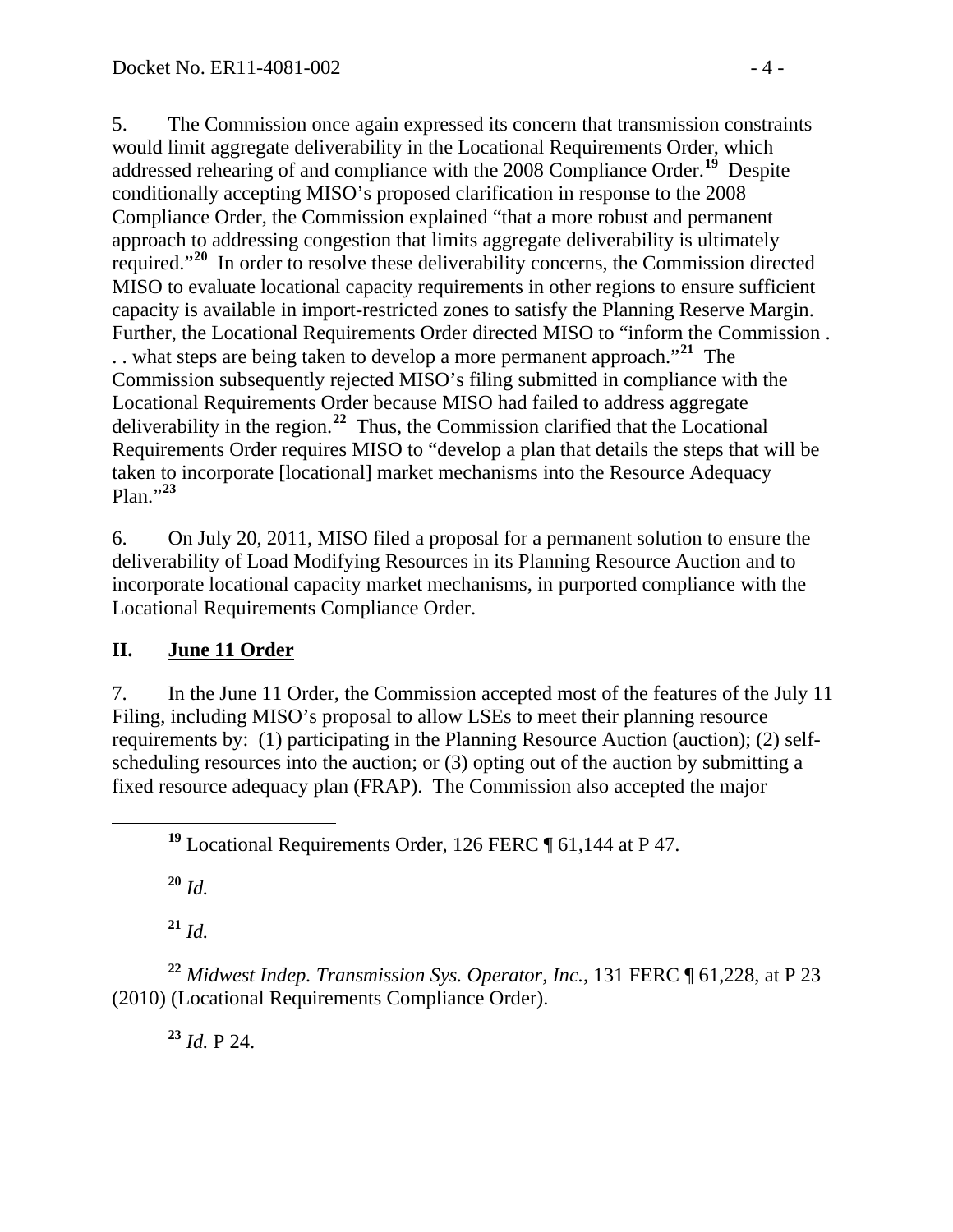5. The Commission once again expressed its concern that transmission constraints would limit aggregate deliverability in the Locational Requirements Order, which addressed rehearing of and compliance with the 2008 Compliance Order.[19] Despite conditionally accepting MISO's proposed clarification in response to the 2008 Compliance Order, the Commission explained "that a more robust and permanent approach to addressing congestion that limits aggregate deliverability is ultimately required."[20] In order to resolve these deliverability concerns, the Commission directed MISO to evaluate locational capacity requirements in other regions to ensure sufficient capacity is available in import-restricted zones to satisfy the Planning Reserve Margin. Further, the Locational Requirements Order directed MISO to "inform the Commission . . . what steps are being taken to develop a more permanent approach."[21] The Commission subsequently rejected MISO's filing submitted in compliance with the Locational Requirements Order because MISO had failed to address aggregate deliverability in the region.[22] Thus, the Commission clarified that the Locational Requirements Order requires MISO to "develop a plan that details the steps that will be taken to incorporate [locational] market mechanisms into the Resource Adequacy Plan."[23]

6. On July 20, 2011, MISO filed a proposal for a permanent solution to ensure the deliverability of Load Modifying Resources in its Planning Resource Auction and to incorporate locational capacity market mechanisms, in purported compliance with the Locational Requirements Compliance Order.

## II. June 11 Order

7. In the June 11 Order, the Commission accepted most of the features of the July 11 Filing, including MISO's proposal to allow LSEs to meet their planning resource requirements by: (1) participating in the Planning Resource Auction (auction); (2) self-scheduling resources into the auction; or (3) opting out of the auction by submitting a fixed resource adequacy plan (FRAP). The Commission also accepted the major

---

[19] Locational Requirements Order, 126 FERC ¶ 61,144 at P 47.

[20] *Id.*

[21] *Id.*

[22] *Midwest Indep. Transmission Sys. Operator, Inc.*, 131 FERC ¶ 61,228, at P 23 (2010) (Locational Requirements Compliance Order).

[23] *Id.* P 24.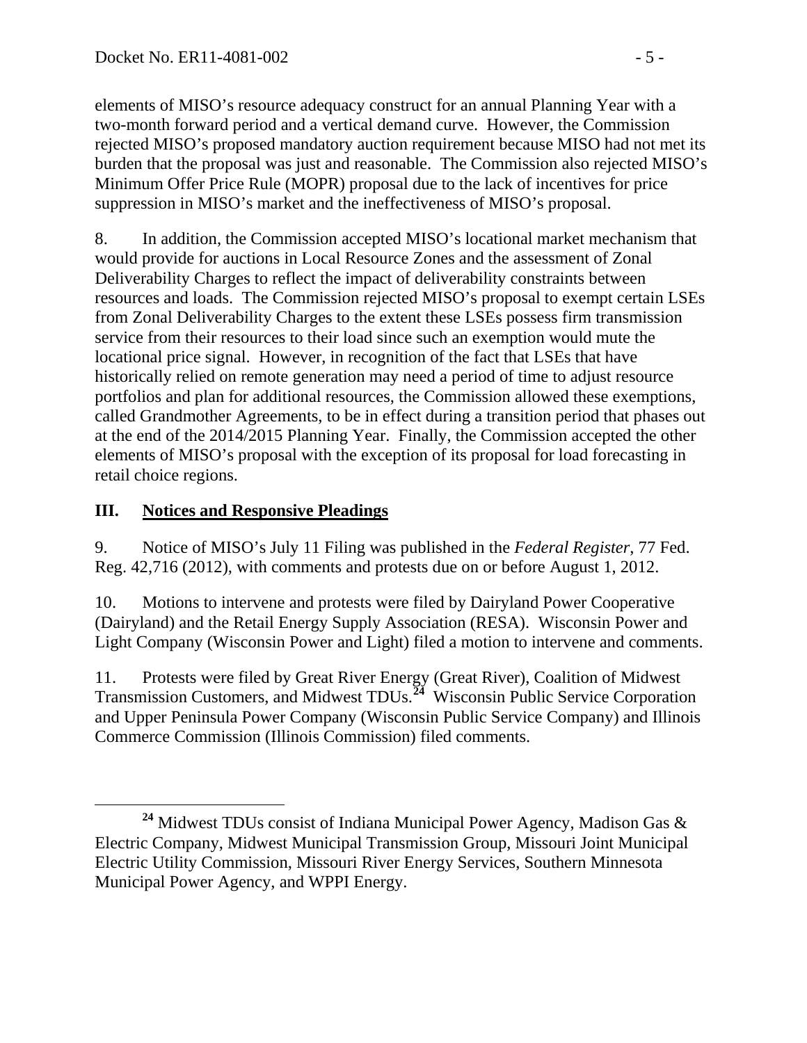elements of MISO's resource adequacy construct for an annual Planning Year with a two-month forward period and a vertical demand curve. However, the Commission rejected MISO's proposed mandatory auction requirement because MISO had not met its burden that the proposal was just and reasonable. The Commission also rejected MISO's Minimum Offer Price Rule (MOPR) proposal due to the lack of incentives for price suppression in MISO's market and the ineffectiveness of MISO's proposal.

8. In addition, the Commission accepted MISO's locational market mechanism that would provide for auctions in Local Resource Zones and the assessment of Zonal Deliverability Charges to reflect the impact of deliverability constraints between resources and loads. The Commission rejected MISO's proposal to exempt certain LSEs from Zonal Deliverability Charges to the extent these LSEs possess firm transmission service from their resources to their load since such an exemption would mute the locational price signal. However, in recognition of the fact that LSEs that have historically relied on remote generation may need a period of time to adjust resource portfolios and plan for additional resources, the Commission allowed these exemptions, called Grandmother Agreements, to be in effect during a transition period that phases out at the end of the 2014/2015 Planning Year. Finally, the Commission accepted the other elements of MISO's proposal with the exception of its proposal for load forecasting in retail choice regions.

## III. Notices and Responsive Pleadings

9. Notice of MISO's July 11 Filing was published in the *Federal Register*, 77 Fed. Reg. 42,716 (2012), with comments and protests due on or before August 1, 2012.

10. Motions to intervene and protests were filed by Dairyland Power Cooperative (Dairyland) and the Retail Energy Supply Association (RESA). Wisconsin Power and Light Company (Wisconsin Power and Light) filed a motion to intervene and comments.

11. Protests were filed by Great River Energy (Great River), Coalition of Midwest Transmission Customers, and Midwest TDUs.[24] Wisconsin Public Service Corporation and Upper Peninsula Power Company (Wisconsin Public Service Company) and Illinois Commerce Commission (Illinois Commission) filed comments.

---

[24] Midwest TDUs consist of Indiana Municipal Power Agency, Madison Gas & Electric Company, Midwest Municipal Transmission Group, Missouri Joint Municipal Electric Utility Commission, Missouri River Energy Services, Southern Minnesota Municipal Power Agency, and WPPI Energy.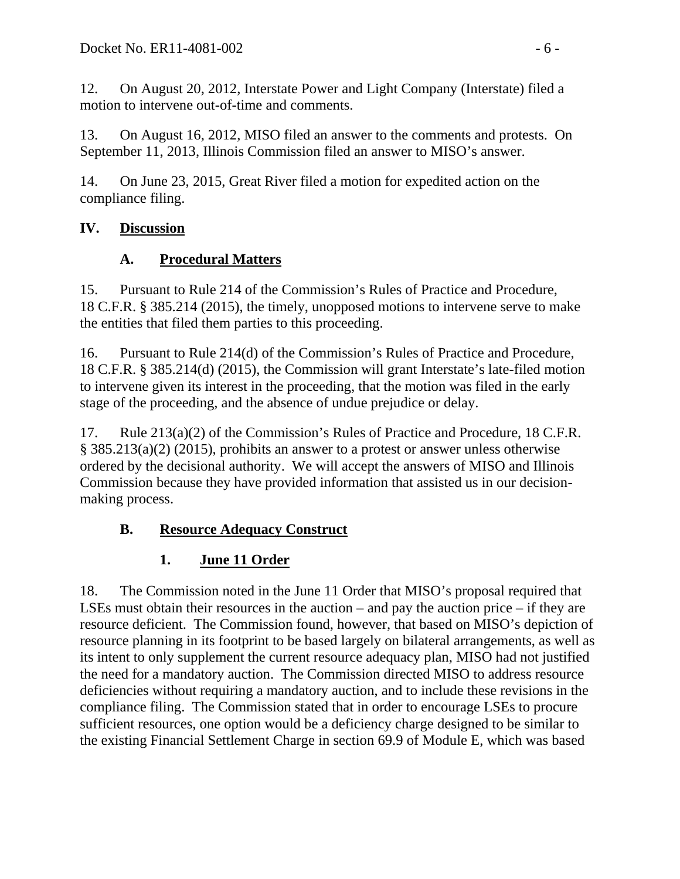12. On August 20, 2012, Interstate Power and Light Company (Interstate) filed a motion to intervene out-of-time and comments.

13. On August 16, 2012, MISO filed an answer to the comments and protests. On September 11, 2013, Illinois Commission filed an answer to MISO's answer.

14. On June 23, 2015, Great River filed a motion for expedited action on the compliance filing.

## IV. Discussion

### A. Procedural Matters

15. Pursuant to Rule 214 of the Commission's Rules of Practice and Procedure, 18 C.F.R. § 385.214 (2015), the timely, unopposed motions to intervene serve to make the entities that filed them parties to this proceeding.

16. Pursuant to Rule 214(d) of the Commission's Rules of Practice and Procedure, 18 C.F.R. § 385.214(d) (2015), the Commission will grant Interstate's late-filed motion to intervene given its interest in the proceeding, that the motion was filed in the early stage of the proceeding, and the absence of undue prejudice or delay.

17. Rule 213(a)(2) of the Commission's Rules of Practice and Procedure, 18 C.F.R. § 385.213(a)(2) (2015), prohibits an answer to a protest or answer unless otherwise ordered by the decisional authority. We will accept the answers of MISO and Illinois Commission because they have provided information that assisted us in our decision-making process.

### B. Resource Adequacy Construct

#### 1. June 11 Order

18. The Commission noted in the June 11 Order that MISO's proposal required that LSEs must obtain their resources in the auction – and pay the auction price – if they are resource deficient. The Commission found, however, that based on MISO's depiction of resource planning in its footprint to be based largely on bilateral arrangements, as well as its intent to only supplement the current resource adequacy plan, MISO had not justified the need for a mandatory auction. The Commission directed MISO to address resource deficiencies without requiring a mandatory auction, and to include these revisions in the compliance filing. The Commission stated that in order to encourage LSEs to procure sufficient resources, one option would be a deficiency charge designed to be similar to the existing Financial Settlement Charge in section 69.9 of Module E, which was based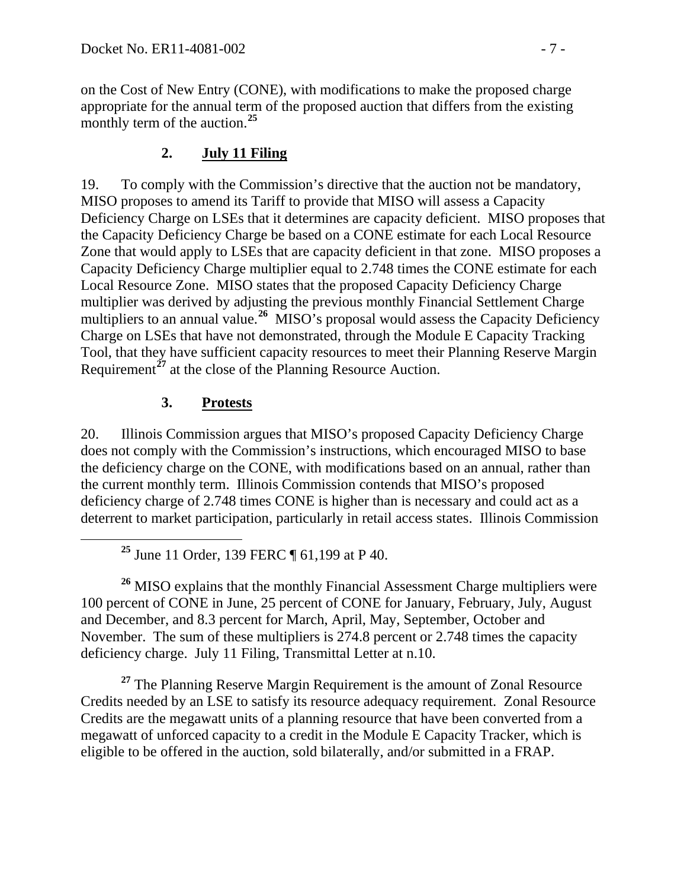on the Cost of New Entry (CONE), with modifications to make the proposed charge appropriate for the annual term of the proposed auction that differs from the existing monthly term of the auction.[25]

### 2. July 11 Filing

19. To comply with the Commission's directive that the auction not be mandatory, MISO proposes to amend its Tariff to provide that MISO will assess a Capacity Deficiency Charge on LSEs that it determines are capacity deficient. MISO proposes that the Capacity Deficiency Charge be based on a CONE estimate for each Local Resource Zone that would apply to LSEs that are capacity deficient in that zone. MISO proposes a Capacity Deficiency Charge multiplier equal to 2.748 times the CONE estimate for each Local Resource Zone. MISO states that the proposed Capacity Deficiency Charge multiplier was derived by adjusting the previous monthly Financial Settlement Charge multipliers to an annual value.[26] MISO's proposal would assess the Capacity Deficiency Charge on LSEs that have not demonstrated, through the Module E Capacity Tracking Tool, that they have sufficient capacity resources to meet their Planning Reserve Margin Requirement[27] at the close of the Planning Resource Auction.

### 3. Protests

20. Illinois Commission argues that MISO's proposed Capacity Deficiency Charge does not comply with the Commission's instructions, which encouraged MISO to base the deficiency charge on the CONE, with modifications based on an annual, rather than the current monthly term. Illinois Commission contends that MISO's proposed deficiency charge of 2.748 times CONE is higher than is necessary and could act as a deterrent to market participation, particularly in retail access states. Illinois Commission

[25] June 11 Order, 139 FERC ¶ 61,199 at P 40.

[26] MISO explains that the monthly Financial Assessment Charge multipliers were 100 percent of CONE in June, 25 percent of CONE for January, February, July, August and December, and 8.3 percent for March, April, May, September, October and November. The sum of these multipliers is 274.8 percent or 2.748 times the capacity deficiency charge. July 11 Filing, Transmittal Letter at n.10.

[27] The Planning Reserve Margin Requirement is the amount of Zonal Resource Credits needed by an LSE to satisfy its resource adequacy requirement. Zonal Resource Credits are the megawatt units of a planning resource that have been converted from a megawatt of unforced capacity to a credit in the Module E Capacity Tracker, which is eligible to be offered in the auction, sold bilaterally, and/or submitted in a FRAP.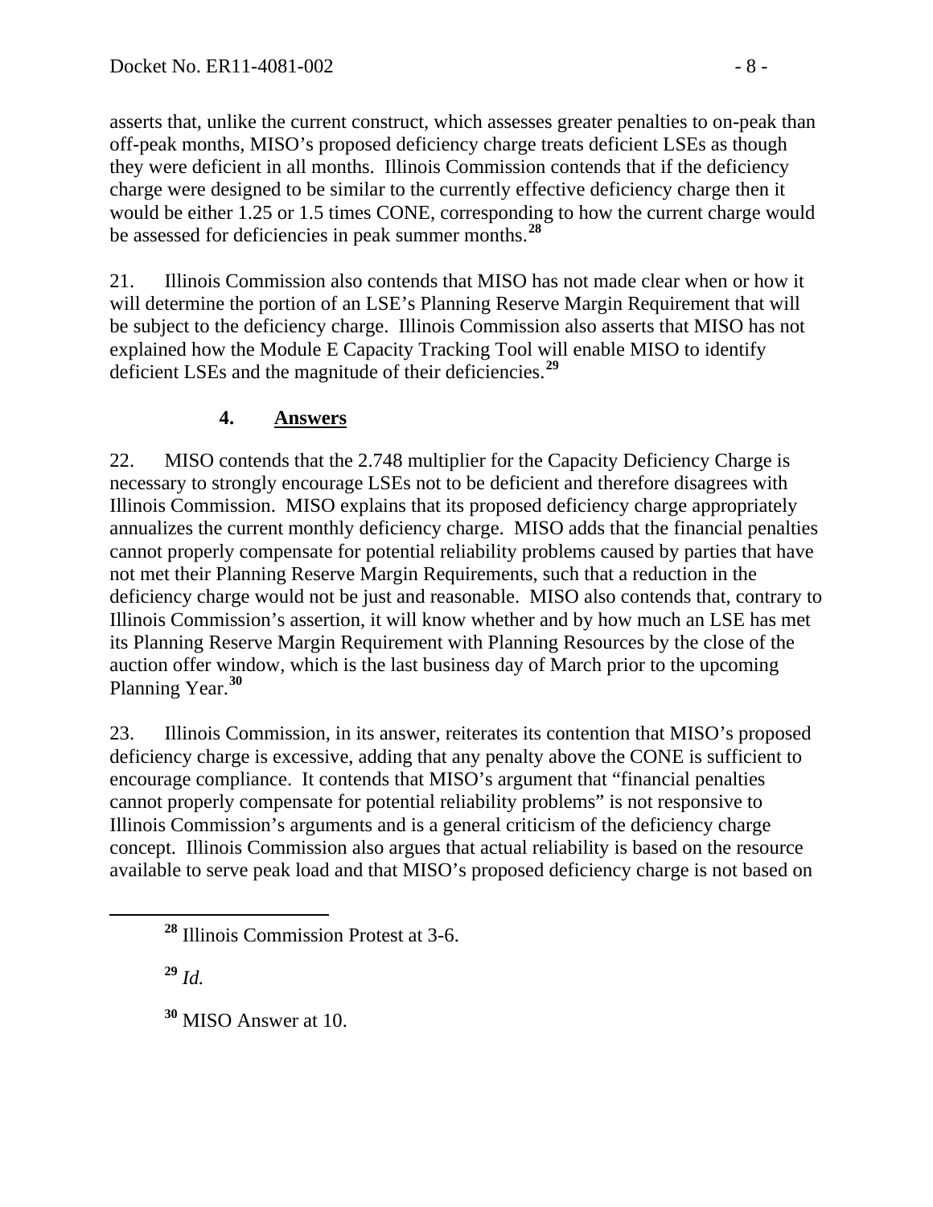asserts that, unlike the current construct, which assesses greater penalties to on-peak than off-peak months, MISO's proposed deficiency charge treats deficient LSEs as though they were deficient in all months. Illinois Commission contends that if the deficiency charge were designed to be similar to the currently effective deficiency charge then it would be either 1.25 or 1.5 times CONE, corresponding to how the current charge would be assessed for deficiencies in peak summer months.[28]

21. Illinois Commission also contends that MISO has not made clear when or how it will determine the portion of an LSE's Planning Reserve Margin Requirement that will be subject to the deficiency charge. Illinois Commission also asserts that MISO has not explained how the Module E Capacity Tracking Tool will enable MISO to identify deficient LSEs and the magnitude of their deficiencies.[29]

### 4. **Answers**

22. MISO contends that the 2.748 multiplier for the Capacity Deficiency Charge is necessary to strongly encourage LSEs not to be deficient and therefore disagrees with Illinois Commission. MISO explains that its proposed deficiency charge appropriately annualizes the current monthly deficiency charge. MISO adds that the financial penalties cannot properly compensate for potential reliability problems caused by parties that have not met their Planning Reserve Margin Requirements, such that a reduction in the deficiency charge would not be just and reasonable. MISO also contends that, contrary to Illinois Commission's assertion, it will know whether and by how much an LSE has met its Planning Reserve Margin Requirement with Planning Resources by the close of the auction offer window, which is the last business day of March prior to the upcoming Planning Year.[30]

23. Illinois Commission, in its answer, reiterates its contention that MISO's proposed deficiency charge is excessive, adding that any penalty above the CONE is sufficient to encourage compliance. It contends that MISO's argument that "financial penalties cannot properly compensate for potential reliability problems" is not responsive to Illinois Commission's arguments and is a general criticism of the deficiency charge concept. Illinois Commission also argues that actual reliability is based on the resource available to serve peak load and that MISO's proposed deficiency charge is not based on

---

[28] Illinois Commission Protest at 3-6.

[29] *Id.*

[30] MISO Answer at 10.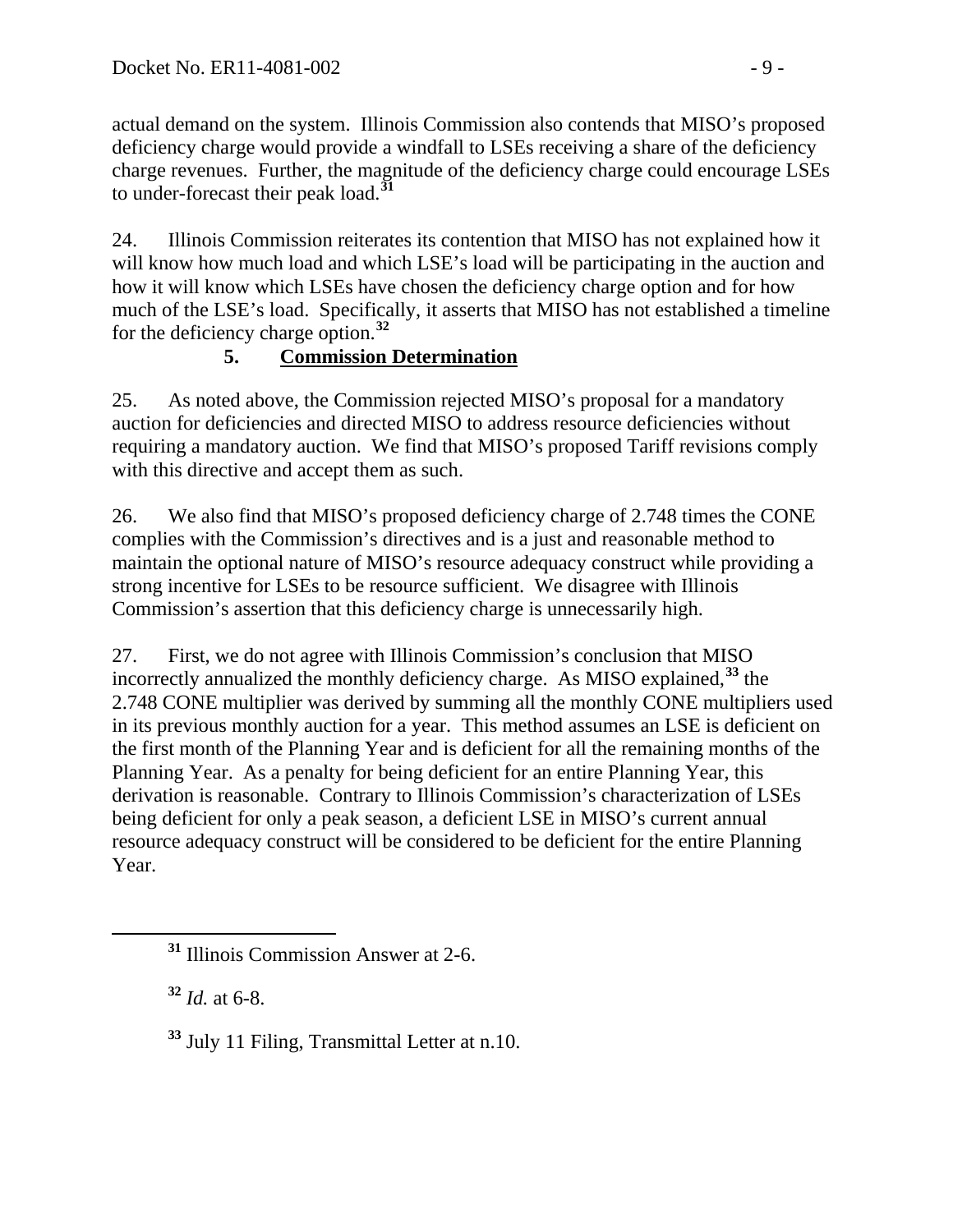actual demand on the system. Illinois Commission also contends that MISO's proposed deficiency charge would provide a windfall to LSEs receiving a share of the deficiency charge revenues. Further, the magnitude of the deficiency charge could encourage LSEs to under-forecast their peak load.[31]

24. Illinois Commission reiterates its contention that MISO has not explained how it will know how much load and which LSE's load will be participating in the auction and how it will know which LSEs have chosen the deficiency charge option and for how much of the LSE's load. Specifically, it asserts that MISO has not established a timeline for the deficiency charge option.[32]

### 5. Commission Determination

25. As noted above, the Commission rejected MISO's proposal for a mandatory auction for deficiencies and directed MISO to address resource deficiencies without requiring a mandatory auction. We find that MISO's proposed Tariff revisions comply with this directive and accept them as such.

26. We also find that MISO's proposed deficiency charge of 2.748 times the CONE complies with the Commission's directives and is a just and reasonable method to maintain the optional nature of MISO's resource adequacy construct while providing a strong incentive for LSEs to be resource sufficient. We disagree with Illinois Commission's assertion that this deficiency charge is unnecessarily high.

27. First, we do not agree with Illinois Commission's conclusion that MISO incorrectly annualized the monthly deficiency charge. As MISO explained,[33] the 2.748 CONE multiplier was derived by summing all the monthly CONE multipliers used in its previous monthly auction for a year. This method assumes an LSE is deficient on the first month of the Planning Year and is deficient for all the remaining months of the Planning Year. As a penalty for being deficient for an entire Planning Year, this derivation is reasonable. Contrary to Illinois Commission's characterization of LSEs being deficient for only a peak season, a deficient LSE in MISO's current annual resource adequacy construct will be considered to be deficient for the entire Planning Year.

---

[31] Illinois Commission Answer at 2-6.

[32] *Id.* at 6-8.

[33] July 11 Filing, Transmittal Letter at n.10.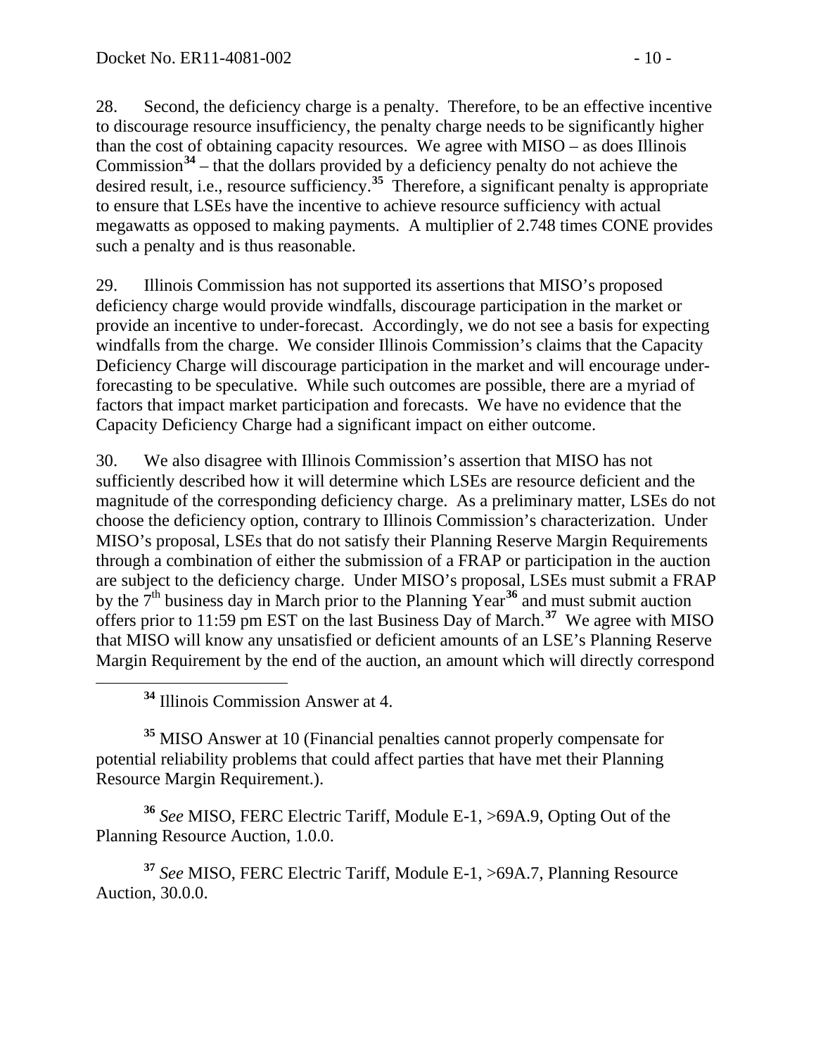28. Second, the deficiency charge is a penalty. Therefore, to be an effective incentive to discourage resource insufficiency, the penalty charge needs to be significantly higher than the cost of obtaining capacity resources. We agree with MISO – as does Illinois Commission[34] – that the dollars provided by a deficiency penalty do not achieve the desired result, i.e., resource sufficiency.[35] Therefore, a significant penalty is appropriate to ensure that LSEs have the incentive to achieve resource sufficiency with actual megawatts as opposed to making payments. A multiplier of 2.748 times CONE provides such a penalty and is thus reasonable.

29. Illinois Commission has not supported its assertions that MISO's proposed deficiency charge would provide windfalls, discourage participation in the market or provide an incentive to under-forecast. Accordingly, we do not see a basis for expecting windfalls from the charge. We consider Illinois Commission's claims that the Capacity Deficiency Charge will discourage participation in the market and will encourage under-forecasting to be speculative. While such outcomes are possible, there are a myriad of factors that impact market participation and forecasts. We have no evidence that the Capacity Deficiency Charge had a significant impact on either outcome.

30. We also disagree with Illinois Commission's assertion that MISO has not sufficiently described how it will determine which LSEs are resource deficient and the magnitude of the corresponding deficiency charge. As a preliminary matter, LSEs do not choose the deficiency option, contrary to Illinois Commission's characterization. Under MISO's proposal, LSEs that do not satisfy their Planning Reserve Margin Requirements through a combination of either the submission of a FRAP or participation in the auction are subject to the deficiency charge. Under MISO's proposal, LSEs must submit a FRAP by the 7th business day in March prior to the Planning Year[36] and must submit auction offers prior to 11:59 pm EST on the last Business Day of March.[37] We agree with MISO that MISO will know any unsatisfied or deficient amounts of an LSE's Planning Reserve Margin Requirement by the end of the auction, an amount which will directly correspond

[34] Illinois Commission Answer at 4.

[35] MISO Answer at 10 (Financial penalties cannot properly compensate for potential reliability problems that could affect parties that have met their Planning Resource Margin Requirement.).

[36] *See* MISO, FERC Electric Tariff, Module E-1, >69A.9, Opting Out of the Planning Resource Auction, 1.0.0.

[37] *See* MISO, FERC Electric Tariff, Module E-1, >69A.7, Planning Resource Auction, 30.0.0.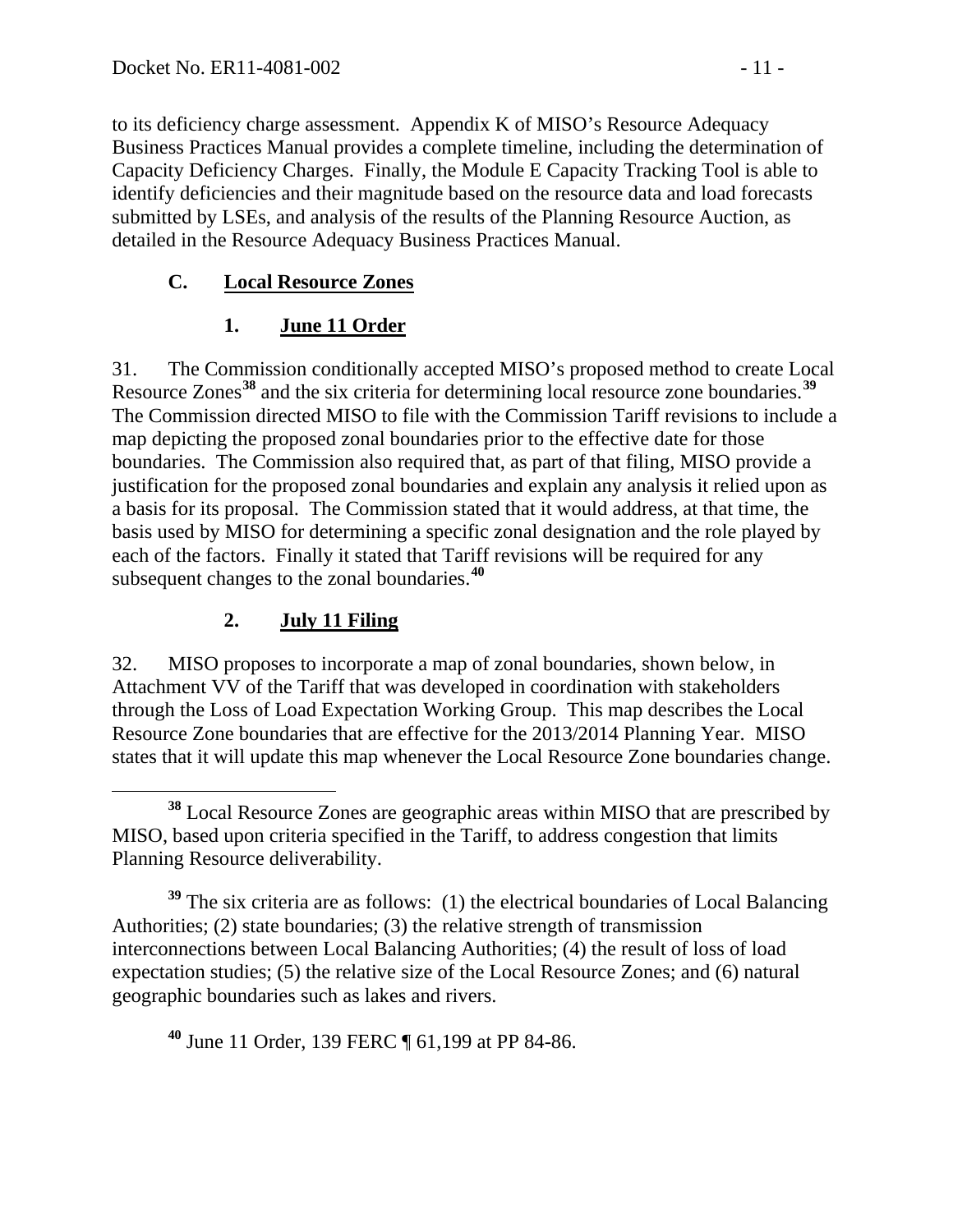to its deficiency charge assessment. Appendix K of MISO's Resource Adequacy Business Practices Manual provides a complete timeline, including the determination of Capacity Deficiency Charges. Finally, the Module E Capacity Tracking Tool is able to identify deficiencies and their magnitude based on the resource data and load forecasts submitted by LSEs, and analysis of the results of the Planning Resource Auction, as detailed in the Resource Adequacy Business Practices Manual.

### C. Local Resource Zones

#### 1. June 11 Order

31. The Commission conditionally accepted MISO's proposed method to create Local Resource Zones[38] and the six criteria for determining local resource zone boundaries.[39] The Commission directed MISO to file with the Commission Tariff revisions to include a map depicting the proposed zonal boundaries prior to the effective date for those boundaries. The Commission also required that, as part of that filing, MISO provide a justification for the proposed zonal boundaries and explain any analysis it relied upon as a basis for its proposal. The Commission stated that it would address, at that time, the basis used by MISO for determining a specific zonal designation and the role played by each of the factors. Finally it stated that Tariff revisions will be required for any subsequent changes to the zonal boundaries.[40]

#### 2. July 11 Filing

32. MISO proposes to incorporate a map of zonal boundaries, shown below, in Attachment VV of the Tariff that was developed in coordination with stakeholders through the Loss of Load Expectation Working Group. This map describes the Local Resource Zone boundaries that are effective for the 2013/2014 Planning Year. MISO states that it will update this map whenever the Local Resource Zone boundaries change.

---

[38] Local Resource Zones are geographic areas within MISO that are prescribed by MISO, based upon criteria specified in the Tariff, to address congestion that limits Planning Resource deliverability.

[39] The six criteria are as follows: (1) the electrical boundaries of Local Balancing Authorities; (2) state boundaries; (3) the relative strength of transmission interconnections between Local Balancing Authorities; (4) the result of loss of load expectation studies; (5) the relative size of the Local Resource Zones; and (6) natural geographic boundaries such as lakes and rivers.

[40] June 11 Order, 139 FERC ¶ 61,199 at PP 84-86.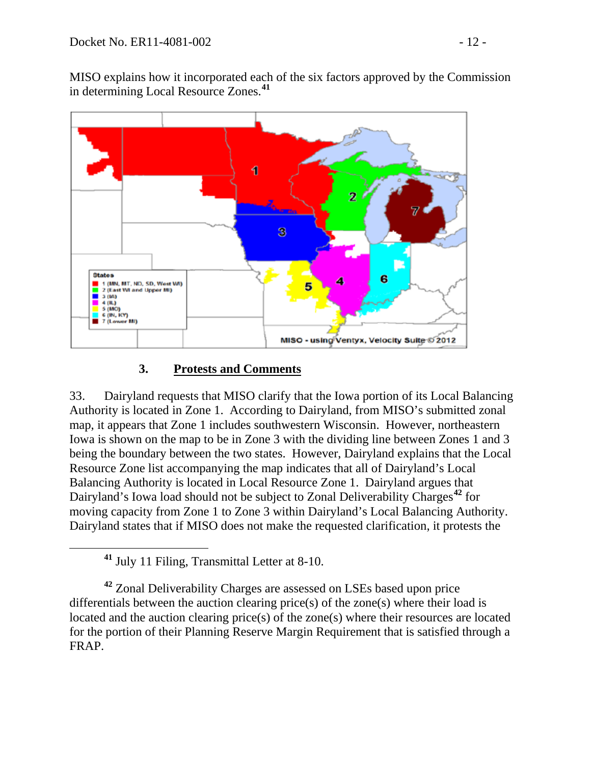MISO explains how it incorporated each of the six factors approved by the Commission in determining Local Resource Zones.[41]

### 3. Protests and Comments

33. Dairyland requests that MISO clarify that the Iowa portion of its Local Balancing Authority is located in Zone 1. According to Dairyland, from MISO's submitted zonal map, it appears that Zone 1 includes southwestern Wisconsin. However, northeastern Iowa is shown on the map to be in Zone 3 with the dividing line between Zones 1 and 3 being the boundary between the two states. However, Dairyland explains that the Local Resource Zone list accompanying the map indicates that all of Dairyland's Local Balancing Authority is located in Local Resource Zone 1. Dairyland argues that Dairyland's Iowa load should not be subject to Zonal Deliverability Charges[42] for moving capacity from Zone 1 to Zone 3 within Dairyland's Local Balancing Authority. Dairyland states that if MISO does not make the requested clarification, it protests the

---

[41] July 11 Filing, Transmittal Letter at 8-10.

[42] Zonal Deliverability Charges are assessed on LSEs based upon price differentials between the auction clearing price(s) of the zone(s) where their load is located and the auction clearing price(s) of the zone(s) where their resources are located for the portion of their Planning Reserve Margin Requirement that is satisfied through a FRAP.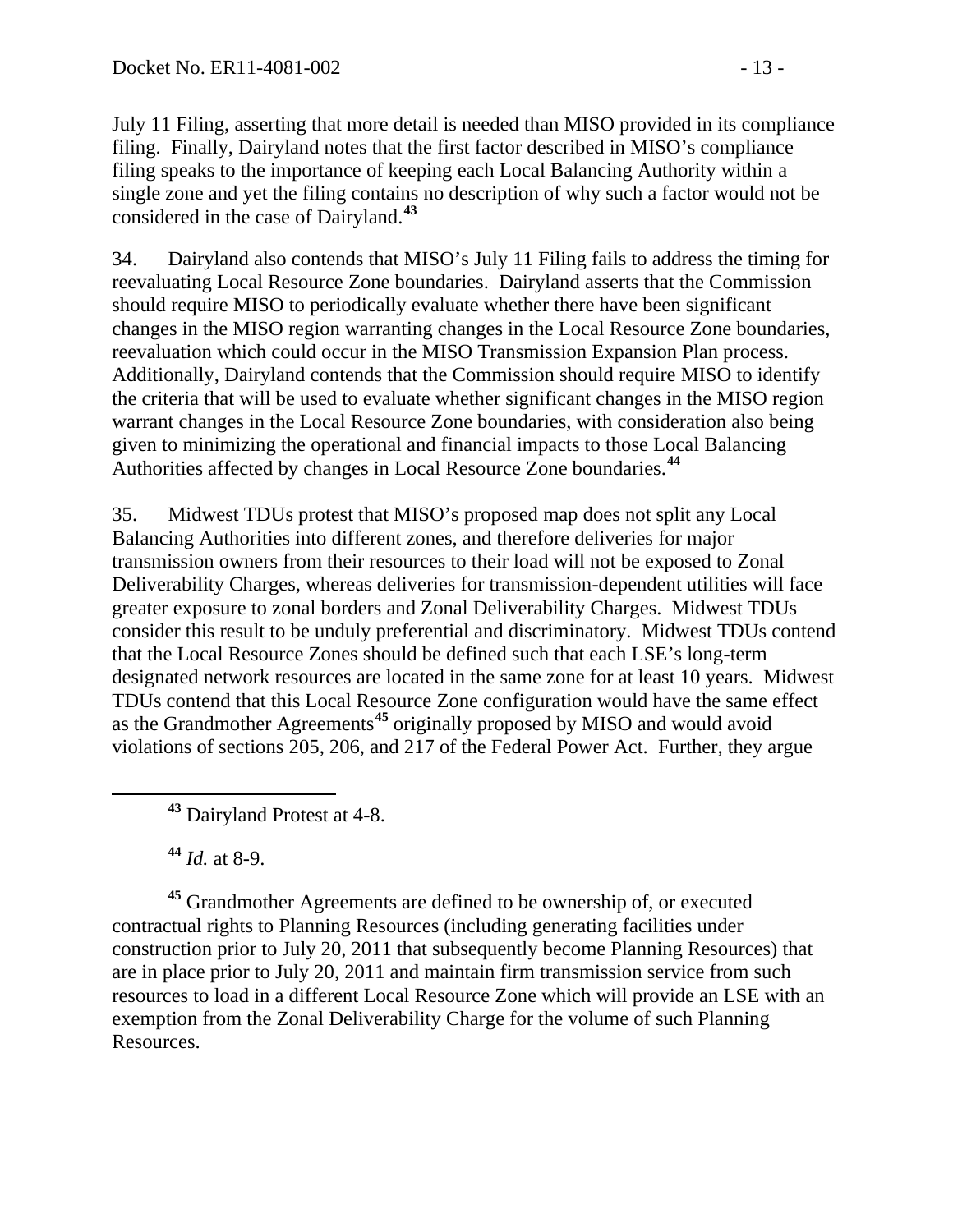July 11 Filing, asserting that more detail is needed than MISO provided in its compliance filing. Finally, Dairyland notes that the first factor described in MISO's compliance filing speaks to the importance of keeping each Local Balancing Authority within a single zone and yet the filing contains no description of why such a factor would not be considered in the case of Dairyland.[43]

34. Dairyland also contends that MISO's July 11 Filing fails to address the timing for reevaluating Local Resource Zone boundaries. Dairyland asserts that the Commission should require MISO to periodically evaluate whether there have been significant changes in the MISO region warranting changes in the Local Resource Zone boundaries, reevaluation which could occur in the MISO Transmission Expansion Plan process. Additionally, Dairyland contends that the Commission should require MISO to identify the criteria that will be used to evaluate whether significant changes in the MISO region warrant changes in the Local Resource Zone boundaries, with consideration also being given to minimizing the operational and financial impacts to those Local Balancing Authorities affected by changes in Local Resource Zone boundaries.[44]

35. Midwest TDUs protest that MISO's proposed map does not split any Local Balancing Authorities into different zones, and therefore deliveries for major transmission owners from their resources to their load will not be exposed to Zonal Deliverability Charges, whereas deliveries for transmission-dependent utilities will face greater exposure to zonal borders and Zonal Deliverability Charges. Midwest TDUs consider this result to be unduly preferential and discriminatory. Midwest TDUs contend that the Local Resource Zones should be defined such that each LSE's long-term designated network resources are located in the same zone for at least 10 years. Midwest TDUs contend that this Local Resource Zone configuration would have the same effect as the Grandmother Agreements[45] originally proposed by MISO and would avoid violations of sections 205, 206, and 217 of the Federal Power Act. Further, they argue

---

[43] Dairyland Protest at 4-8.

[44] *Id.* at 8-9.

[45] Grandmother Agreements are defined to be ownership of, or executed contractual rights to Planning Resources (including generating facilities under construction prior to July 20, 2011 that subsequently become Planning Resources) that are in place prior to July 20, 2011 and maintain firm transmission service from such resources to load in a different Local Resource Zone which will provide an LSE with an exemption from the Zonal Deliverability Charge for the volume of such Planning Resources.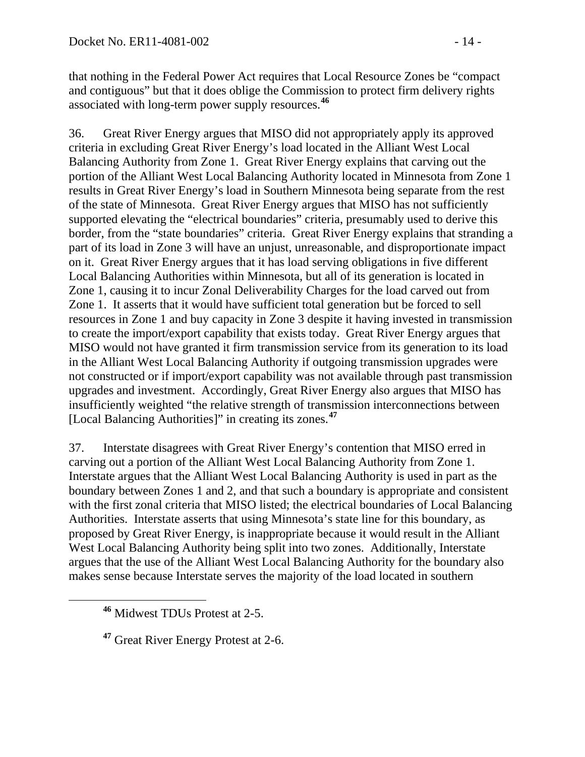that nothing in the Federal Power Act requires that Local Resource Zones be "compact and contiguous" but that it does oblige the Commission to protect firm delivery rights associated with long-term power supply resources.[46]

36. Great River Energy argues that MISO did not appropriately apply its approved criteria in excluding Great River Energy's load located in the Alliant West Local Balancing Authority from Zone 1. Great River Energy explains that carving out the portion of the Alliant West Local Balancing Authority located in Minnesota from Zone 1 results in Great River Energy's load in Southern Minnesota being separate from the rest of the state of Minnesota. Great River Energy argues that MISO has not sufficiently supported elevating the "electrical boundaries" criteria, presumably used to derive this border, from the "state boundaries" criteria. Great River Energy explains that stranding a part of its load in Zone 3 will have an unjust, unreasonable, and disproportionate impact on it. Great River Energy argues that it has load serving obligations in five different Local Balancing Authorities within Minnesota, but all of its generation is located in Zone 1, causing it to incur Zonal Deliverability Charges for the load carved out from Zone 1. It asserts that it would have sufficient total generation but be forced to sell resources in Zone 1 and buy capacity in Zone 3 despite it having invested in transmission to create the import/export capability that exists today. Great River Energy argues that MISO would not have granted it firm transmission service from its generation to its load in the Alliant West Local Balancing Authority if outgoing transmission upgrades were not constructed or if import/export capability was not available through past transmission upgrades and investment. Accordingly, Great River Energy also argues that MISO has insufficiently weighted "the relative strength of transmission interconnections between [Local Balancing Authorities]" in creating its zones.[47]

37. Interstate disagrees with Great River Energy's contention that MISO erred in carving out a portion of the Alliant West Local Balancing Authority from Zone 1. Interstate argues that the Alliant West Local Balancing Authority is used in part as the boundary between Zones 1 and 2, and that such a boundary is appropriate and consistent with the first zonal criteria that MISO listed; the electrical boundaries of Local Balancing Authorities. Interstate asserts that using Minnesota's state line for this boundary, as proposed by Great River Energy, is inappropriate because it would result in the Alliant West Local Balancing Authority being split into two zones. Additionally, Interstate argues that the use of the Alliant West Local Balancing Authority for the boundary also makes sense because Interstate serves the majority of the load located in southern

[46] Midwest TDUs Protest at 2-5.

[47] Great River Energy Protest at 2-6.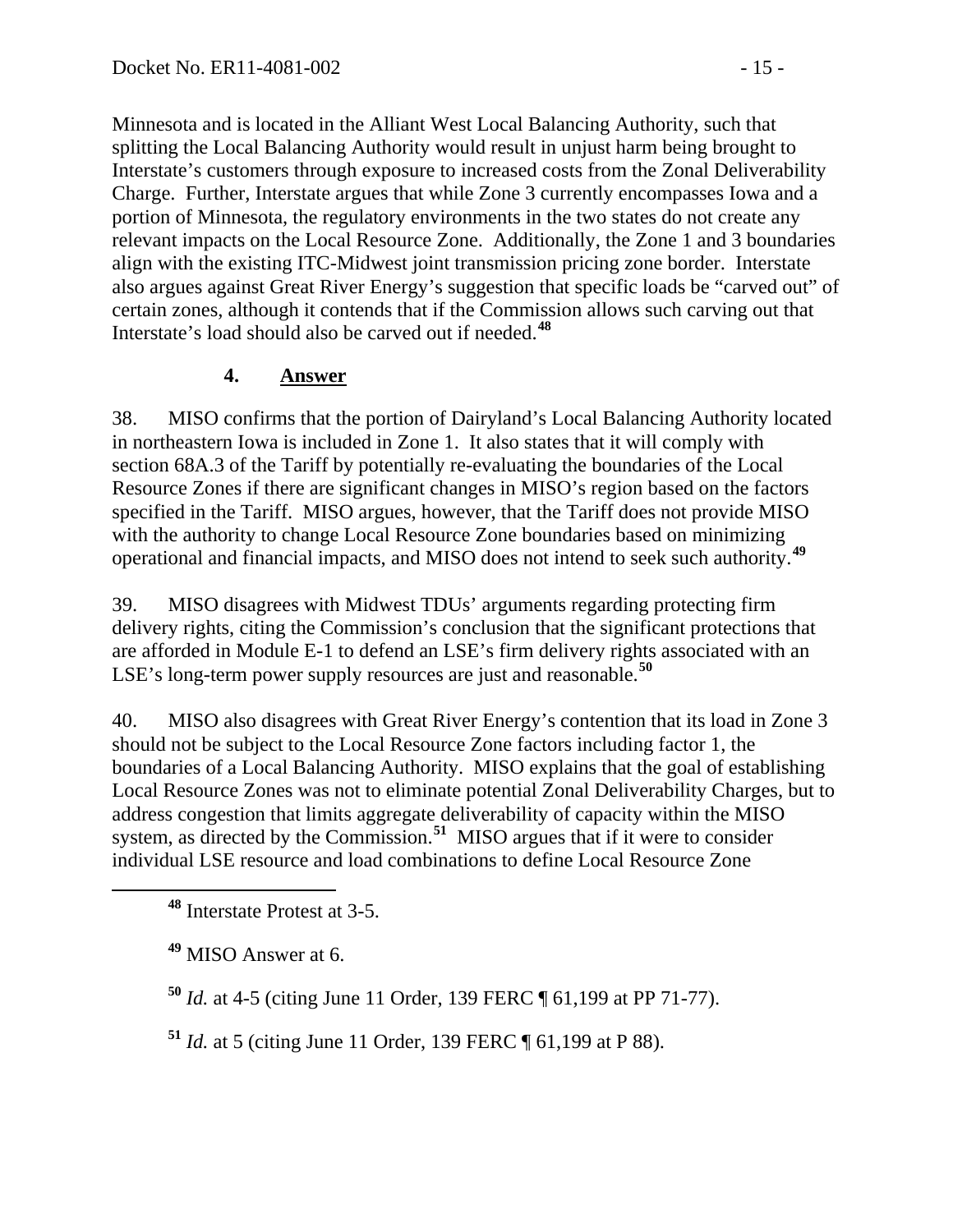Minnesota and is located in the Alliant West Local Balancing Authority, such that splitting the Local Balancing Authority would result in unjust harm being brought to Interstate's customers through exposure to increased costs from the Zonal Deliverability Charge. Further, Interstate argues that while Zone 3 currently encompasses Iowa and a portion of Minnesota, the regulatory environments in the two states do not create any relevant impacts on the Local Resource Zone. Additionally, the Zone 1 and 3 boundaries align with the existing ITC-Midwest joint transmission pricing zone border. Interstate also argues against Great River Energy's suggestion that specific loads be "carved out" of certain zones, although it contends that if the Commission allows such carving out that Interstate's load should also be carved out if needed.[48]

### 4. **Answer**

38. MISO confirms that the portion of Dairyland's Local Balancing Authority located in northeastern Iowa is included in Zone 1. It also states that it will comply with section 68A.3 of the Tariff by potentially re-evaluating the boundaries of the Local Resource Zones if there are significant changes in MISO's region based on the factors specified in the Tariff. MISO argues, however, that the Tariff does not provide MISO with the authority to change Local Resource Zone boundaries based on minimizing operational and financial impacts, and MISO does not intend to seek such authority.[49]

39. MISO disagrees with Midwest TDUs' arguments regarding protecting firm delivery rights, citing the Commission's conclusion that the significant protections that are afforded in Module E-1 to defend an LSE's firm delivery rights associated with an LSE's long-term power supply resources are just and reasonable.[50]

40. MISO also disagrees with Great River Energy's contention that its load in Zone 3 should not be subject to the Local Resource Zone factors including factor 1, the boundaries of a Local Balancing Authority. MISO explains that the goal of establishing Local Resource Zones was not to eliminate potential Zonal Deliverability Charges, but to address congestion that limits aggregate deliverability of capacity within the MISO system, as directed by the Commission.[51] MISO argues that if it were to consider individual LSE resource and load combinations to define Local Resource Zone

---

[48] Interstate Protest at 3-5.

[49] MISO Answer at 6.

[50] *Id.* at 4-5 (citing June 11 Order, 139 FERC ¶ 61,199 at PP 71-77).

[51] *Id.* at 5 (citing June 11 Order, 139 FERC ¶ 61,199 at P 88).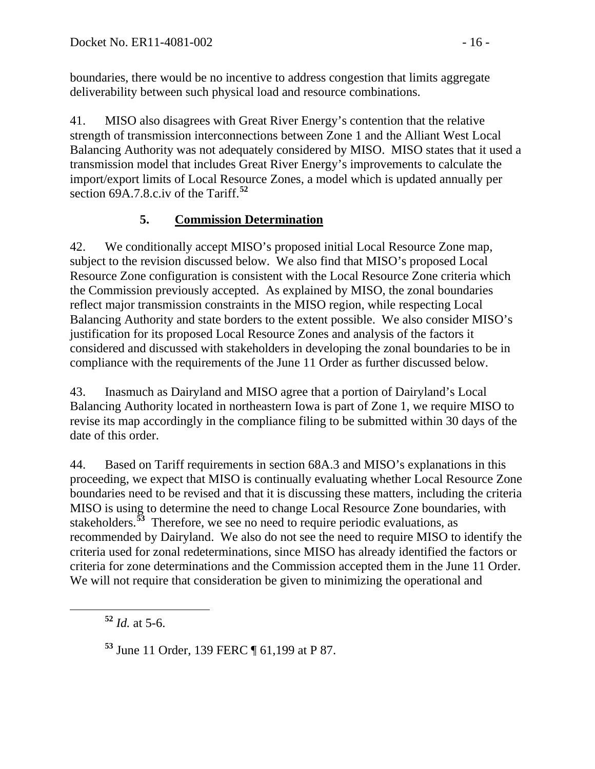boundaries, there would be no incentive to address congestion that limits aggregate deliverability between such physical load and resource combinations.

41. MISO also disagrees with Great River Energy's contention that the relative strength of transmission interconnections between Zone 1 and the Alliant West Local Balancing Authority was not adequately considered by MISO. MISO states that it used a transmission model that includes Great River Energy's improvements to calculate the import/export limits of Local Resource Zones, a model which is updated annually per section 69A.7.8.c.iv of the Tariff.[52]

### 5. Commission Determination

42. We conditionally accept MISO's proposed initial Local Resource Zone map, subject to the revision discussed below. We also find that MISO's proposed Local Resource Zone configuration is consistent with the Local Resource Zone criteria which the Commission previously accepted. As explained by MISO, the zonal boundaries reflect major transmission constraints in the MISO region, while respecting Local Balancing Authority and state borders to the extent possible. We also consider MISO's justification for its proposed Local Resource Zones and analysis of the factors it considered and discussed with stakeholders in developing the zonal boundaries to be in compliance with the requirements of the June 11 Order as further discussed below.

43. Inasmuch as Dairyland and MISO agree that a portion of Dairyland's Local Balancing Authority located in northeastern Iowa is part of Zone 1, we require MISO to revise its map accordingly in the compliance filing to be submitted within 30 days of the date of this order.

44. Based on Tariff requirements in section 68A.3 and MISO's explanations in this proceeding, we expect that MISO is continually evaluating whether Local Resource Zone boundaries need to be revised and that it is discussing these matters, including the criteria MISO is using to determine the need to change Local Resource Zone boundaries, with stakeholders.[53] Therefore, we see no need to require periodic evaluations, as recommended by Dairyland. We also do not see the need to require MISO to identify the criteria used for zonal redeterminations, since MISO has already identified the factors or criteria for zone determinations and the Commission accepted them in the June 11 Order. We will not require that consideration be given to minimizing the operational and

---

[52] *Id.* at 5-6.

[53] June 11 Order, 139 FERC ¶ 61,199 at P 87.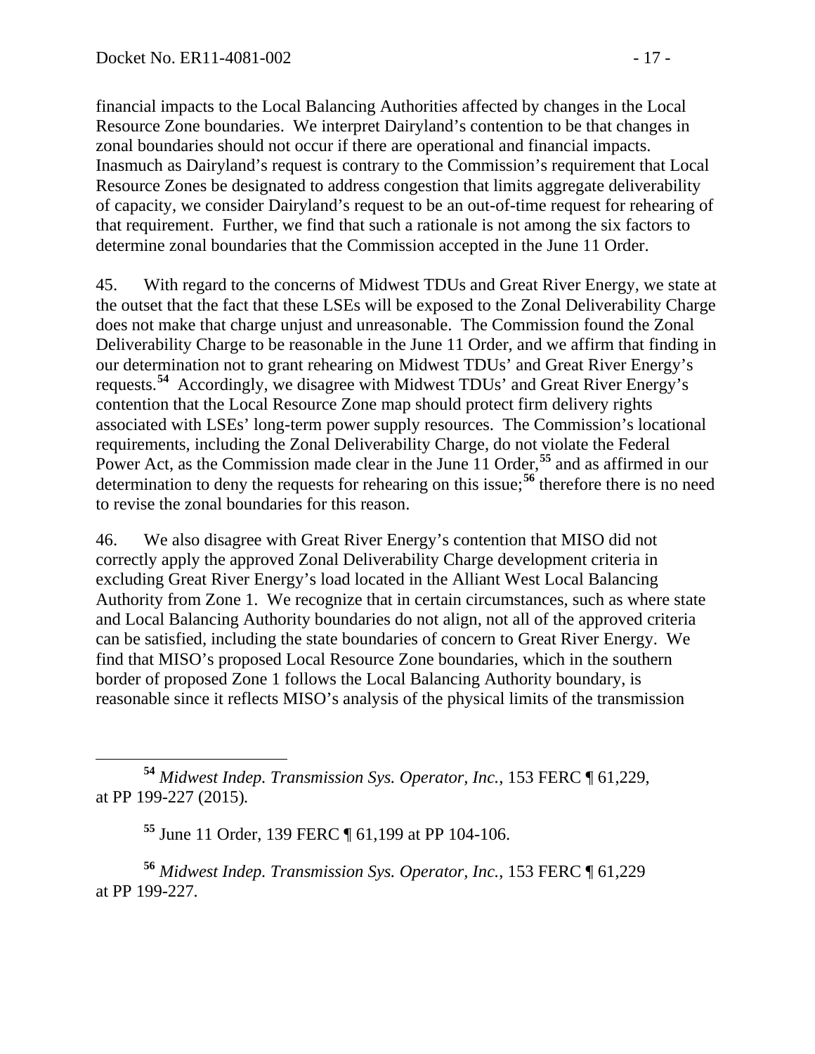financial impacts to the Local Balancing Authorities affected by changes in the Local Resource Zone boundaries. We interpret Dairyland's contention to be that changes in zonal boundaries should not occur if there are operational and financial impacts. Inasmuch as Dairyland's request is contrary to the Commission's requirement that Local Resource Zones be designated to address congestion that limits aggregate deliverability of capacity, we consider Dairyland's request to be an out-of-time request for rehearing of that requirement. Further, we find that such a rationale is not among the six factors to determine zonal boundaries that the Commission accepted in the June 11 Order.

45. With regard to the concerns of Midwest TDUs and Great River Energy, we state at the outset that the fact that these LSEs will be exposed to the Zonal Deliverability Charge does not make that charge unjust and unreasonable. The Commission found the Zonal Deliverability Charge to be reasonable in the June 11 Order, and we affirm that finding in our determination not to grant rehearing on Midwest TDUs' and Great River Energy's requests.[54] Accordingly, we disagree with Midwest TDUs' and Great River Energy's contention that the Local Resource Zone map should protect firm delivery rights associated with LSEs' long-term power supply resources. The Commission's locational requirements, including the Zonal Deliverability Charge, do not violate the Federal Power Act, as the Commission made clear in the June 11 Order,[55] and as affirmed in our determination to deny the requests for rehearing on this issue;[56] therefore there is no need to revise the zonal boundaries for this reason.

46. We also disagree with Great River Energy's contention that MISO did not correctly apply the approved Zonal Deliverability Charge development criteria in excluding Great River Energy's load located in the Alliant West Local Balancing Authority from Zone 1. We recognize that in certain circumstances, such as where state and Local Balancing Authority boundaries do not align, not all of the approved criteria can be satisfied, including the state boundaries of concern to Great River Energy. We find that MISO's proposed Local Resource Zone boundaries, which in the southern border of proposed Zone 1 follows the Local Balancing Authority boundary, is reasonable since it reflects MISO's analysis of the physical limits of the transmission

---

[54] *Midwest Indep. Transmission Sys. Operator, Inc.*, 153 FERC ¶ 61,229, at PP 199-227 (2015).

[55] June 11 Order, 139 FERC ¶ 61,199 at PP 104-106.

[56] *Midwest Indep. Transmission Sys. Operator, Inc.*, 153 FERC ¶ 61,229 at PP 199-227.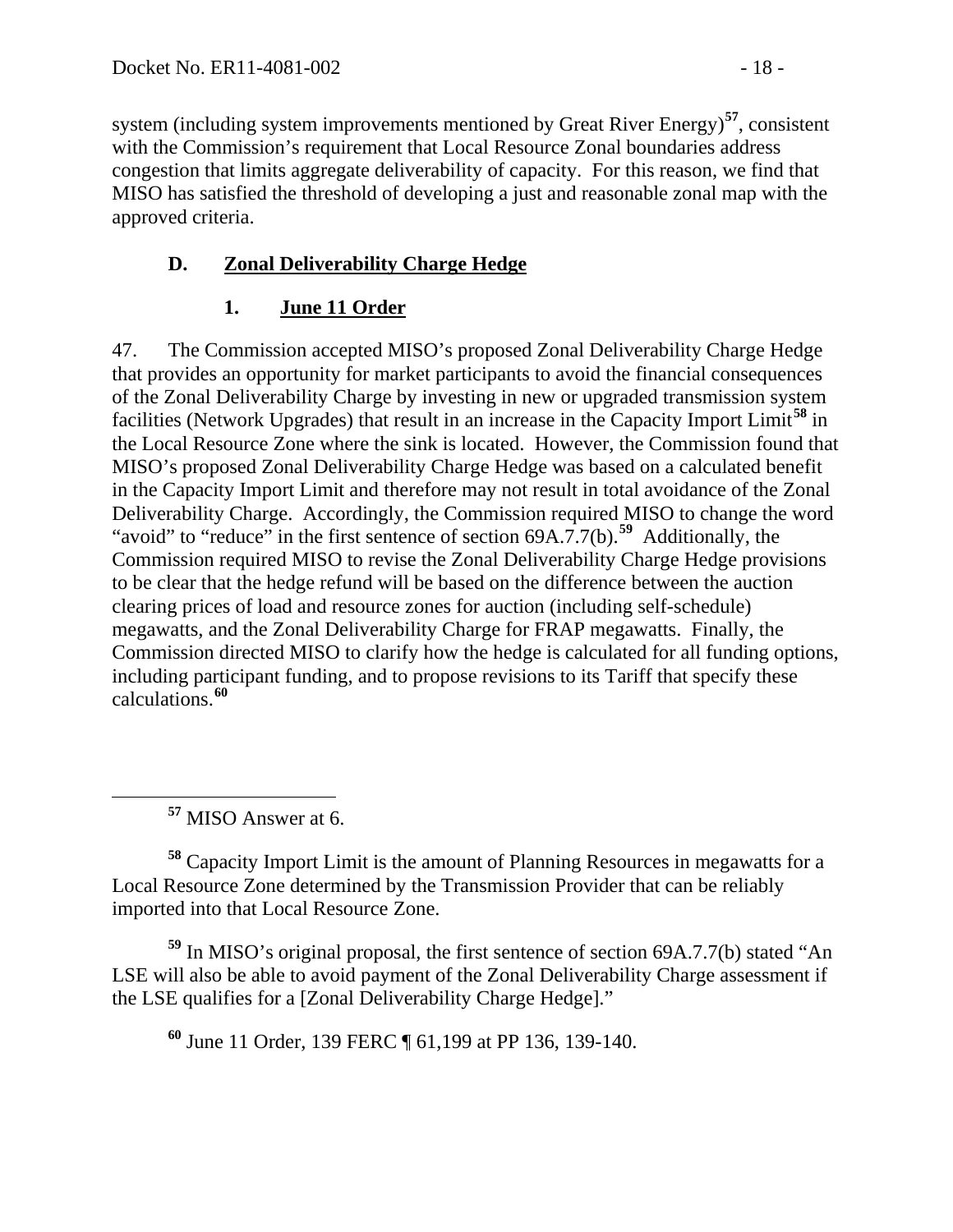system (including system improvements mentioned by Great River Energy)[57], consistent with the Commission's requirement that Local Resource Zonal boundaries address congestion that limits aggregate deliverability of capacity. For this reason, we find that MISO has satisfied the threshold of developing a just and reasonable zonal map with the approved criteria.

### D. Zonal Deliverability Charge Hedge

#### 1. June 11 Order

47. The Commission accepted MISO's proposed Zonal Deliverability Charge Hedge that provides an opportunity for market participants to avoid the financial consequences of the Zonal Deliverability Charge by investing in new or upgraded transmission system facilities (Network Upgrades) that result in an increase in the Capacity Import Limit[58] in the Local Resource Zone where the sink is located. However, the Commission found that MISO's proposed Zonal Deliverability Charge Hedge was based on a calculated benefit in the Capacity Import Limit and therefore may not result in total avoidance of the Zonal Deliverability Charge. Accordingly, the Commission required MISO to change the word "avoid" to "reduce" in the first sentence of section 69A.7.7(b).[59] Additionally, the Commission required MISO to revise the Zonal Deliverability Charge Hedge provisions to be clear that the hedge refund will be based on the difference between the auction clearing prices of load and resource zones for auction (including self-schedule) megawatts, and the Zonal Deliverability Charge for FRAP megawatts. Finally, the Commission directed MISO to clarify how the hedge is calculated for all funding options, including participant funding, and to propose revisions to its Tariff that specify these calculations.[60]

---

[57] MISO Answer at 6.

[58] Capacity Import Limit is the amount of Planning Resources in megawatts for a Local Resource Zone determined by the Transmission Provider that can be reliably imported into that Local Resource Zone.

[59] In MISO's original proposal, the first sentence of section 69A.7.7(b) stated "An LSE will also be able to avoid payment of the Zonal Deliverability Charge assessment if the LSE qualifies for a [Zonal Deliverability Charge Hedge]."

[60] June 11 Order, 139 FERC ¶ 61,199 at PP 136, 139-140.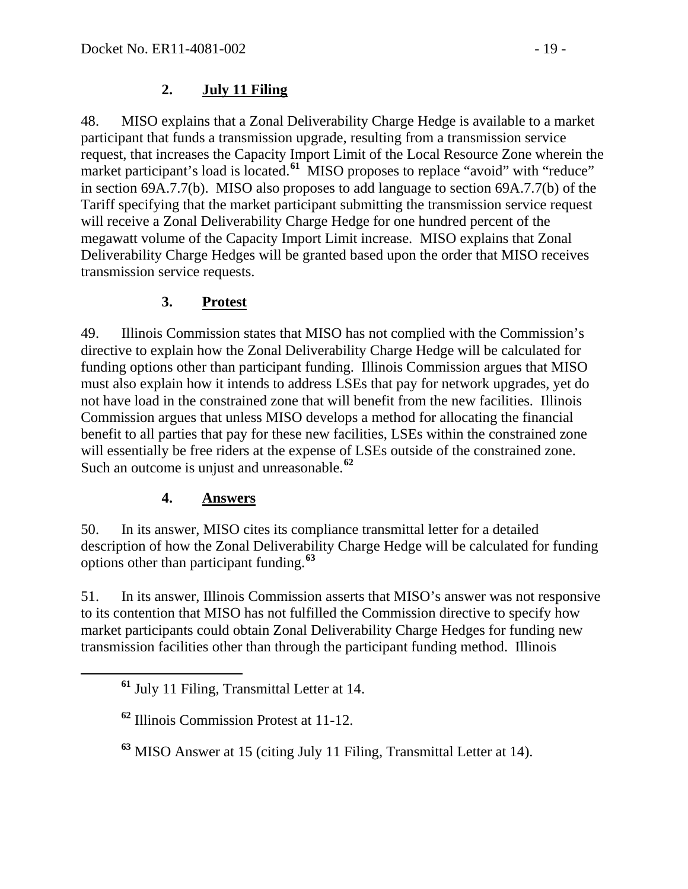### 2. **July 11 Filing**

48. MISO explains that a Zonal Deliverability Charge Hedge is available to a market participant that funds a transmission upgrade, resulting from a transmission service request, that increases the Capacity Import Limit of the Local Resource Zone wherein the market participant's load is located.[61] MISO proposes to replace "avoid" with "reduce" in section 69A.7.7(b). MISO also proposes to add language to section 69A.7.7(b) of the Tariff specifying that the market participant submitting the transmission service request will receive a Zonal Deliverability Charge Hedge for one hundred percent of the megawatt volume of the Capacity Import Limit increase. MISO explains that Zonal Deliverability Charge Hedges will be granted based upon the order that MISO receives transmission service requests.

### 3. **Protest**

49. Illinois Commission states that MISO has not complied with the Commission's directive to explain how the Zonal Deliverability Charge Hedge will be calculated for funding options other than participant funding. Illinois Commission argues that MISO must also explain how it intends to address LSEs that pay for network upgrades, yet do not have load in the constrained zone that will benefit from the new facilities. Illinois Commission argues that unless MISO develops a method for allocating the financial benefit to all parties that pay for these new facilities, LSEs within the constrained zone will essentially be free riders at the expense of LSEs outside of the constrained zone. Such an outcome is unjust and unreasonable.[62]

### 4. **Answers**

50. In its answer, MISO cites its compliance transmittal letter for a detailed description of how the Zonal Deliverability Charge Hedge will be calculated for funding options other than participant funding.[63]

51. In its answer, Illinois Commission asserts that MISO's answer was not responsive to its contention that MISO has not fulfilled the Commission directive to specify how market participants could obtain Zonal Deliverability Charge Hedges for funding new transmission facilities other than through the participant funding method. Illinois

---

[61] July 11 Filing, Transmittal Letter at 14.

[62] Illinois Commission Protest at 11-12.

[63] MISO Answer at 15 (citing July 11 Filing, Transmittal Letter at 14).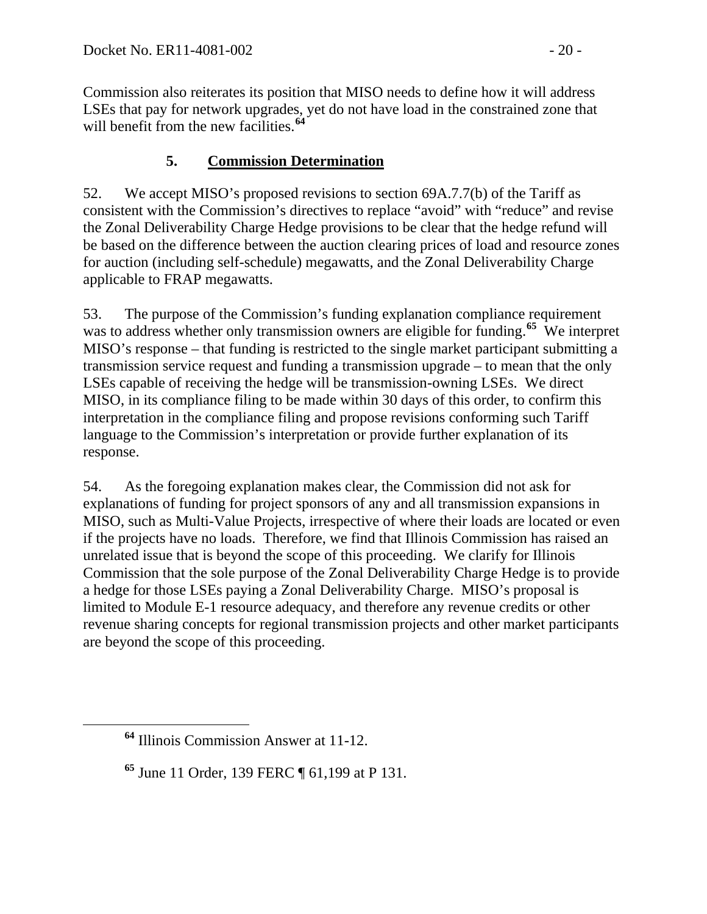Commission also reiterates its position that MISO needs to define how it will address LSEs that pay for network upgrades, yet do not have load in the constrained zone that will benefit from the new facilities.[64]

### 5. **Commission Determination**

52. We accept MISO's proposed revisions to section 69A.7.7(b) of the Tariff as consistent with the Commission's directives to replace "avoid" with "reduce" and revise the Zonal Deliverability Charge Hedge provisions to be clear that the hedge refund will be based on the difference between the auction clearing prices of load and resource zones for auction (including self-schedule) megawatts, and the Zonal Deliverability Charge applicable to FRAP megawatts.

53. The purpose of the Commission's funding explanation compliance requirement was to address whether only transmission owners are eligible for funding.[65] We interpret MISO's response – that funding is restricted to the single market participant submitting a transmission service request and funding a transmission upgrade – to mean that the only LSEs capable of receiving the hedge will be transmission-owning LSEs. We direct MISO, in its compliance filing to be made within 30 days of this order, to confirm this interpretation in the compliance filing and propose revisions conforming such Tariff language to the Commission's interpretation or provide further explanation of its response.

54. As the foregoing explanation makes clear, the Commission did not ask for explanations of funding for project sponsors of any and all transmission expansions in MISO, such as Multi-Value Projects, irrespective of where their loads are located or even if the projects have no loads. Therefore, we find that Illinois Commission has raised an unrelated issue that is beyond the scope of this proceeding. We clarify for Illinois Commission that the sole purpose of the Zonal Deliverability Charge Hedge is to provide a hedge for those LSEs paying a Zonal Deliverability Charge. MISO's proposal is limited to Module E-1 resource adequacy, and therefore any revenue credits or other revenue sharing concepts for regional transmission projects and other market participants are beyond the scope of this proceeding.

---

[64] Illinois Commission Answer at 11-12.

[65] June 11 Order, 139 FERC ¶ 61,199 at P 131.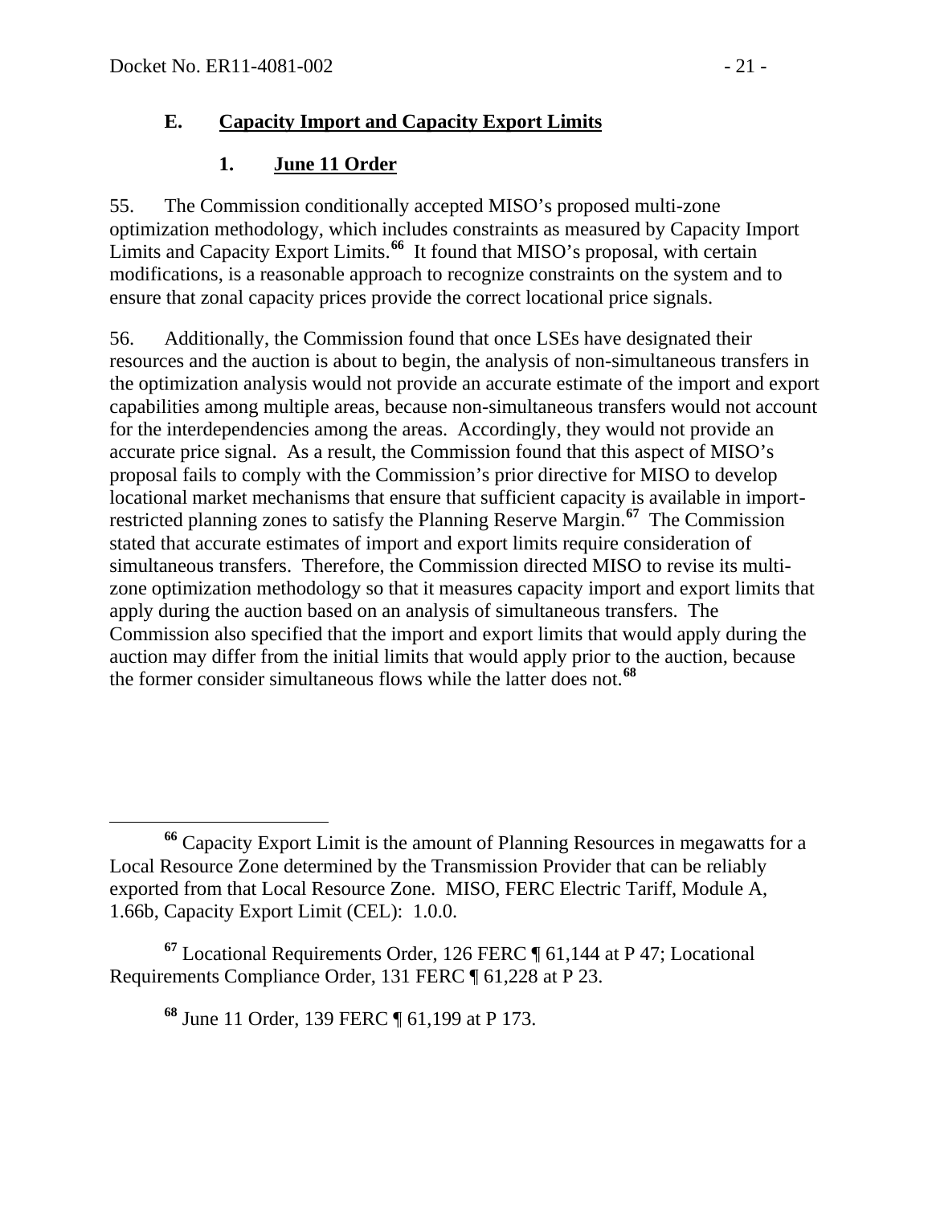## E. Capacity Import and Capacity Export Limits

### 1. June 11 Order

55. The Commission conditionally accepted MISO's proposed multi-zone optimization methodology, which includes constraints as measured by Capacity Import Limits and Capacity Export Limits.[66] It found that MISO's proposal, with certain modifications, is a reasonable approach to recognize constraints on the system and to ensure that zonal capacity prices provide the correct locational price signals.

56. Additionally, the Commission found that once LSEs have designated their resources and the auction is about to begin, the analysis of non-simultaneous transfers in the optimization analysis would not provide an accurate estimate of the import and export capabilities among multiple areas, because non-simultaneous transfers would not account for the interdependencies among the areas. Accordingly, they would not provide an accurate price signal. As a result, the Commission found that this aspect of MISO's proposal fails to comply with the Commission's prior directive for MISO to develop locational market mechanisms that ensure that sufficient capacity is available in import-restricted planning zones to satisfy the Planning Reserve Margin.[67] The Commission stated that accurate estimates of import and export limits require consideration of simultaneous transfers. Therefore, the Commission directed MISO to revise its multi-zone optimization methodology so that it measures capacity import and export limits that apply during the auction based on an analysis of simultaneous transfers. The Commission also specified that the import and export limits that would apply during the auction may differ from the initial limits that would apply prior to the auction, because the former consider simultaneous flows while the latter does not.[68]

---

[66] Capacity Export Limit is the amount of Planning Resources in megawatts for a Local Resource Zone determined by the Transmission Provider that can be reliably exported from that Local Resource Zone. MISO, FERC Electric Tariff, Module A, 1.66b, Capacity Export Limit (CEL): 1.0.0.

[67] Locational Requirements Order, 126 FERC ¶ 61,144 at P 47; Locational Requirements Compliance Order, 131 FERC ¶ 61,228 at P 23.

[68] June 11 Order, 139 FERC ¶ 61,199 at P 173.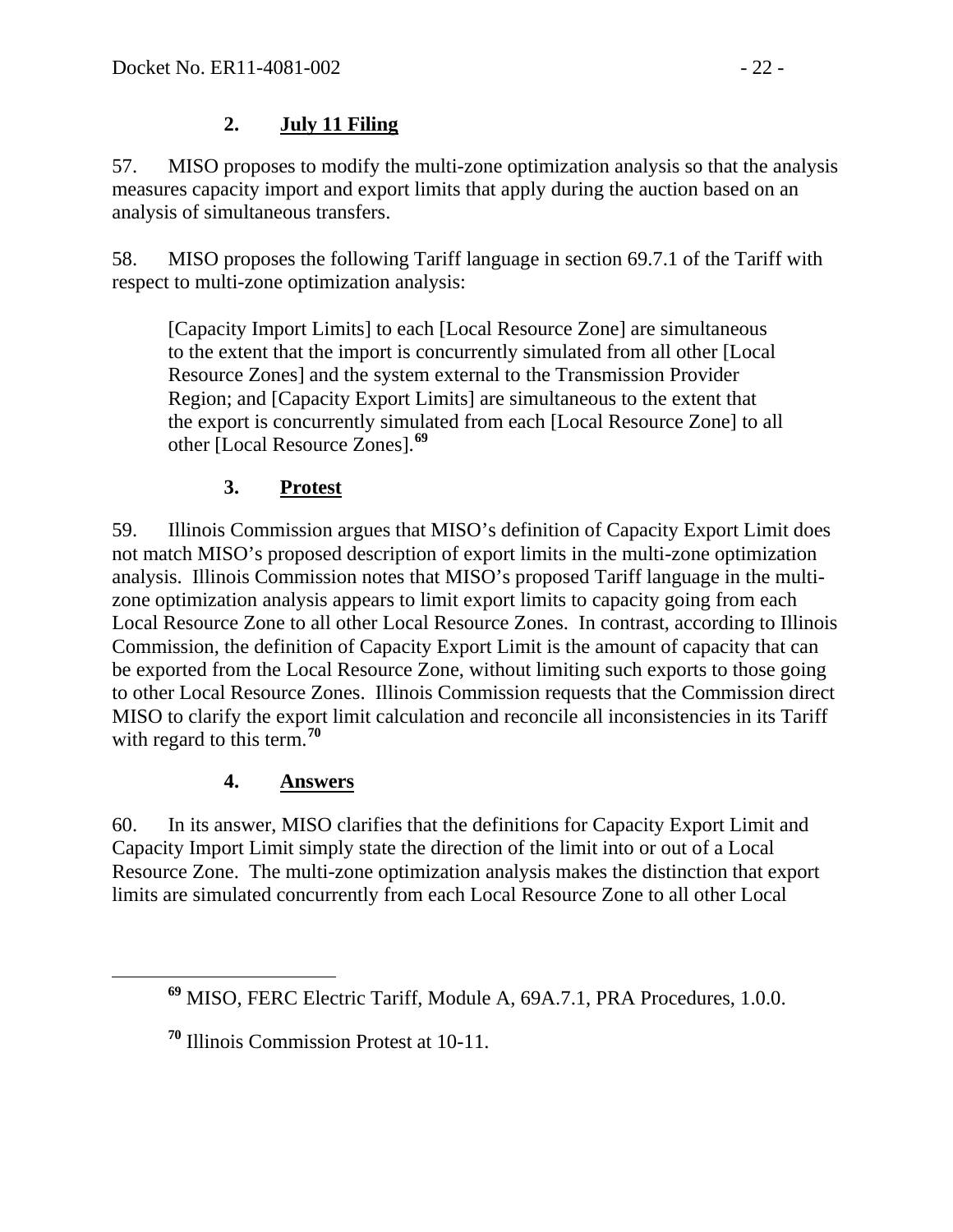### 2. July 11 Filing

57. MISO proposes to modify the multi-zone optimization analysis so that the analysis measures capacity import and export limits that apply during the auction based on an analysis of simultaneous transfers.

58. MISO proposes the following Tariff language in section 69.7.1 of the Tariff with respect to multi-zone optimization analysis:

> [Capacity Import Limits] to each [Local Resource Zone] are simultaneous to the extent that the import is concurrently simulated from all other [Local Resource Zones] and the system external to the Transmission Provider Region; and [Capacity Export Limits] are simultaneous to the extent that the export is concurrently simulated from each [Local Resource Zone] to all other [Local Resource Zones].[69]

### 3. Protest

59. Illinois Commission argues that MISO's definition of Capacity Export Limit does not match MISO's proposed description of export limits in the multi-zone optimization analysis. Illinois Commission notes that MISO's proposed Tariff language in the multi-zone optimization analysis appears to limit export limits to capacity going from each Local Resource Zone to all other Local Resource Zones. In contrast, according to Illinois Commission, the definition of Capacity Export Limit is the amount of capacity that can be exported from the Local Resource Zone, without limiting such exports to those going to other Local Resource Zones. Illinois Commission requests that the Commission direct MISO to clarify the export limit calculation and reconcile all inconsistencies in its Tariff with regard to this term.[70]

### 4. Answers

60. In its answer, MISO clarifies that the definitions for Capacity Export Limit and Capacity Import Limit simply state the direction of the limit into or out of a Local Resource Zone. The multi-zone optimization analysis makes the distinction that export limits are simulated concurrently from each Local Resource Zone to all other Local

---

[69] MISO, FERC Electric Tariff, Module A, 69A.7.1, PRA Procedures, 1.0.0.

[70] Illinois Commission Protest at 10-11.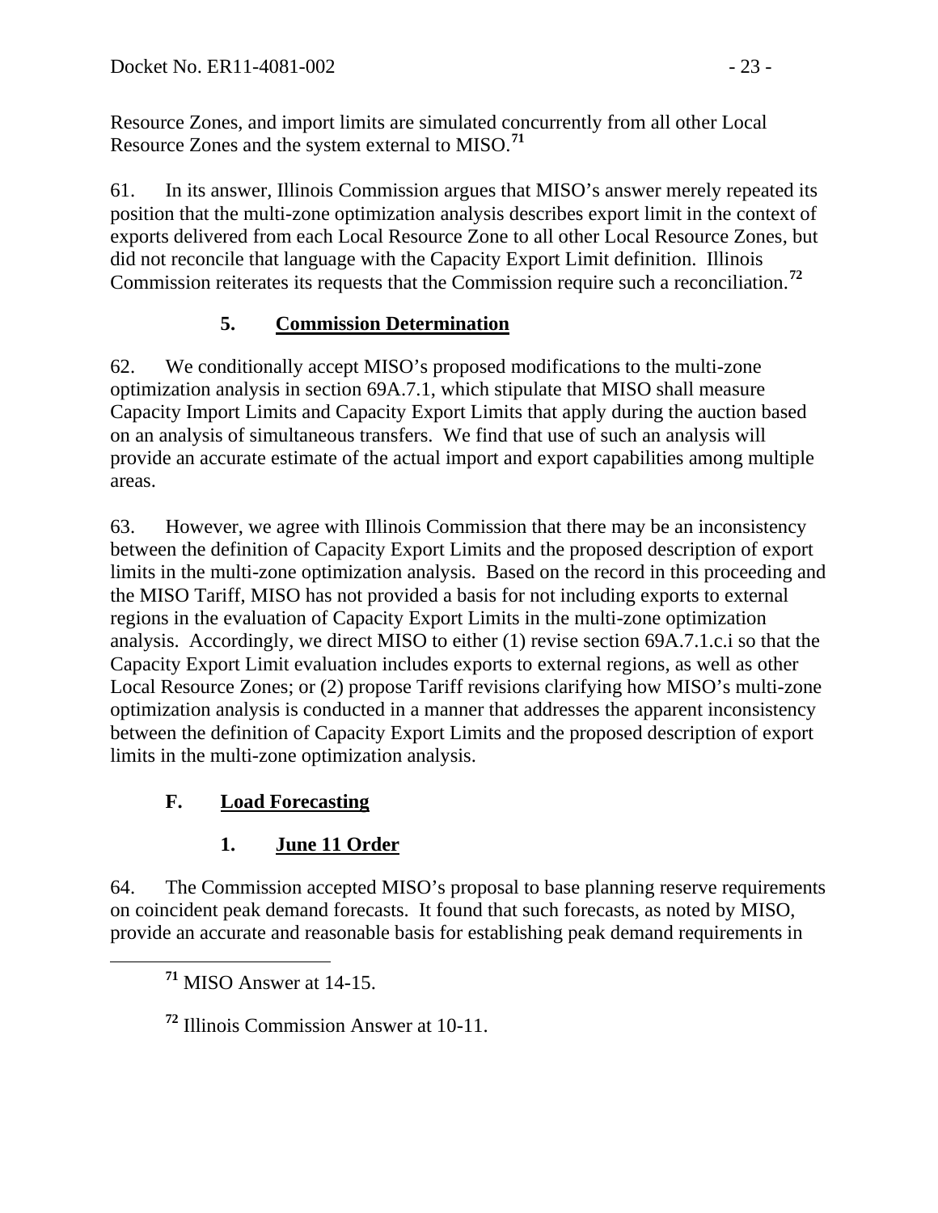Resource Zones, and import limits are simulated concurrently from all other Local Resource Zones and the system external to MISO.[71]

61. In its answer, Illinois Commission argues that MISO's answer merely repeated its position that the multi-zone optimization analysis describes export limit in the context of exports delivered from each Local Resource Zone to all other Local Resource Zones, but did not reconcile that language with the Capacity Export Limit definition. Illinois Commission reiterates its requests that the Commission require such a reconciliation.[72]

### 5. **Commission Determination**

62. We conditionally accept MISO's proposed modifications to the multi-zone optimization analysis in section 69A.7.1, which stipulate that MISO shall measure Capacity Import Limits and Capacity Export Limits that apply during the auction based on an analysis of simultaneous transfers. We find that use of such an analysis will provide an accurate estimate of the actual import and export capabilities among multiple areas.

63. However, we agree with Illinois Commission that there may be an inconsistency between the definition of Capacity Export Limits and the proposed description of export limits in the multi-zone optimization analysis. Based on the record in this proceeding and the MISO Tariff, MISO has not provided a basis for not including exports to external regions in the evaluation of Capacity Export Limits in the multi-zone optimization analysis. Accordingly, we direct MISO to either (1) revise section 69A.7.1.c.i so that the Capacity Export Limit evaluation includes exports to external regions, as well as other Local Resource Zones; or (2) propose Tariff revisions clarifying how MISO's multi-zone optimization analysis is conducted in a manner that addresses the apparent inconsistency between the definition of Capacity Export Limits and the proposed description of export limits in the multi-zone optimization analysis.

## F. **Load Forecasting**

### 1. **June 11 Order**

64. The Commission accepted MISO's proposal to base planning reserve requirements on coincident peak demand forecasts. It found that such forecasts, as noted by MISO, provide an accurate and reasonable basis for establishing peak demand requirements in

---

[71] MISO Answer at 14-15.

[72] Illinois Commission Answer at 10-11.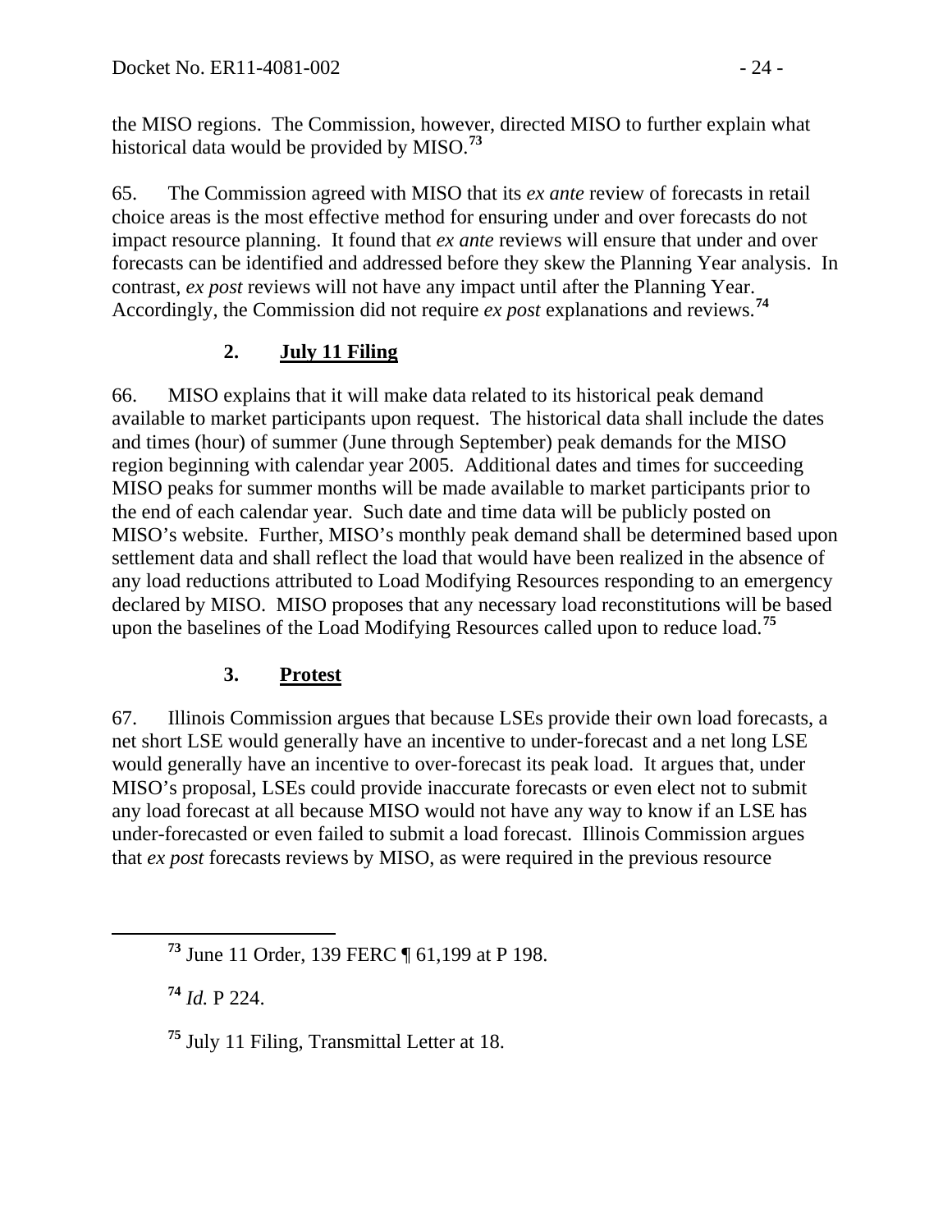the MISO regions. The Commission, however, directed MISO to further explain what historical data would be provided by MISO.[73]

65. The Commission agreed with MISO that its *ex ante* review of forecasts in retail choice areas is the most effective method for ensuring under and over forecasts do not impact resource planning. It found that *ex ante* reviews will ensure that under and over forecasts can be identified and addressed before they skew the Planning Year analysis. In contrast, *ex post* reviews will not have any impact until after the Planning Year. Accordingly, the Commission did not require *ex post* explanations and reviews.[74]

### 2. July 11 Filing

66. MISO explains that it will make data related to its historical peak demand available to market participants upon request. The historical data shall include the dates and times (hour) of summer (June through September) peak demands for the MISO region beginning with calendar year 2005. Additional dates and times for succeeding MISO peaks for summer months will be made available to market participants prior to the end of each calendar year. Such date and time data will be publicly posted on MISO's website. Further, MISO's monthly peak demand shall be determined based upon settlement data and shall reflect the load that would have been realized in the absence of any load reductions attributed to Load Modifying Resources responding to an emergency declared by MISO. MISO proposes that any necessary load reconstitutions will be based upon the baselines of the Load Modifying Resources called upon to reduce load.[75]

### 3. Protest

67. Illinois Commission argues that because LSEs provide their own load forecasts, a net short LSE would generally have an incentive to under-forecast and a net long LSE would generally have an incentive to over-forecast its peak load. It argues that, under MISO's proposal, LSEs could provide inaccurate forecasts or even elect not to submit any load forecast at all because MISO would not have any way to know if an LSE has under-forecasted or even failed to submit a load forecast. Illinois Commission argues that *ex post* forecasts reviews by MISO, as were required in the previous resource

---

[73] June 11 Order, 139 FERC ¶ 61,199 at P 198.

[74] *Id.* P 224.

[75] July 11 Filing, Transmittal Letter at 18.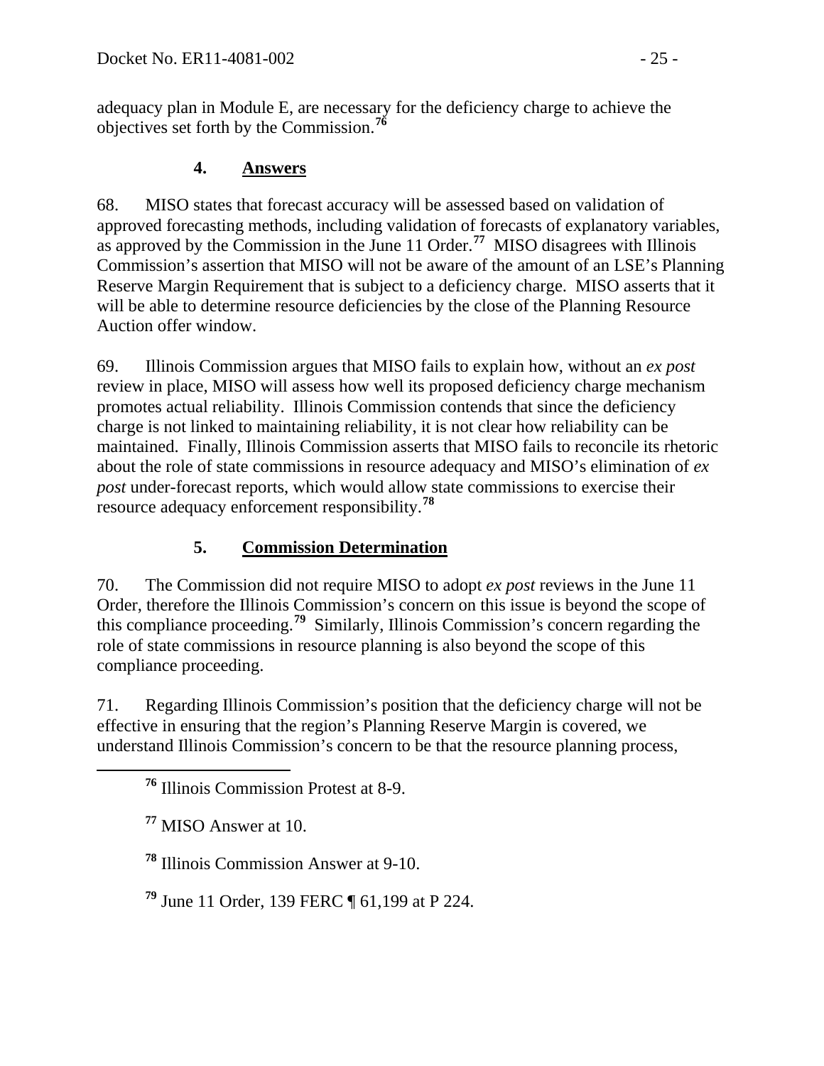adequacy plan in Module E, are necessary for the deficiency charge to achieve the objectives set forth by the Commission.[76]

### 4. Answers

68. MISO states that forecast accuracy will be assessed based on validation of approved forecasting methods, including validation of forecasts of explanatory variables, as approved by the Commission in the June 11 Order.[77] MISO disagrees with Illinois Commission's assertion that MISO will not be aware of the amount of an LSE's Planning Reserve Margin Requirement that is subject to a deficiency charge. MISO asserts that it will be able to determine resource deficiencies by the close of the Planning Resource Auction offer window.

69. Illinois Commission argues that MISO fails to explain how, without an *ex post* review in place, MISO will assess how well its proposed deficiency charge mechanism promotes actual reliability. Illinois Commission contends that since the deficiency charge is not linked to maintaining reliability, it is not clear how reliability can be maintained. Finally, Illinois Commission asserts that MISO fails to reconcile its rhetoric about the role of state commissions in resource adequacy and MISO's elimination of *ex post* under-forecast reports, which would allow state commissions to exercise their resource adequacy enforcement responsibility.[78]

### 5. Commission Determination

70. The Commission did not require MISO to adopt *ex post* reviews in the June 11 Order, therefore the Illinois Commission's concern on this issue is beyond the scope of this compliance proceeding.[79] Similarly, Illinois Commission's concern regarding the role of state commissions in resource planning is also beyond the scope of this compliance proceeding.

71. Regarding Illinois Commission's position that the deficiency charge will not be effective in ensuring that the region's Planning Reserve Margin is covered, we understand Illinois Commission's concern to be that the resource planning process,

---

[76] Illinois Commission Protest at 8-9.

[77] MISO Answer at 10.

[78] Illinois Commission Answer at 9-10.

[79] June 11 Order, 139 FERC ¶ 61,199 at P 224.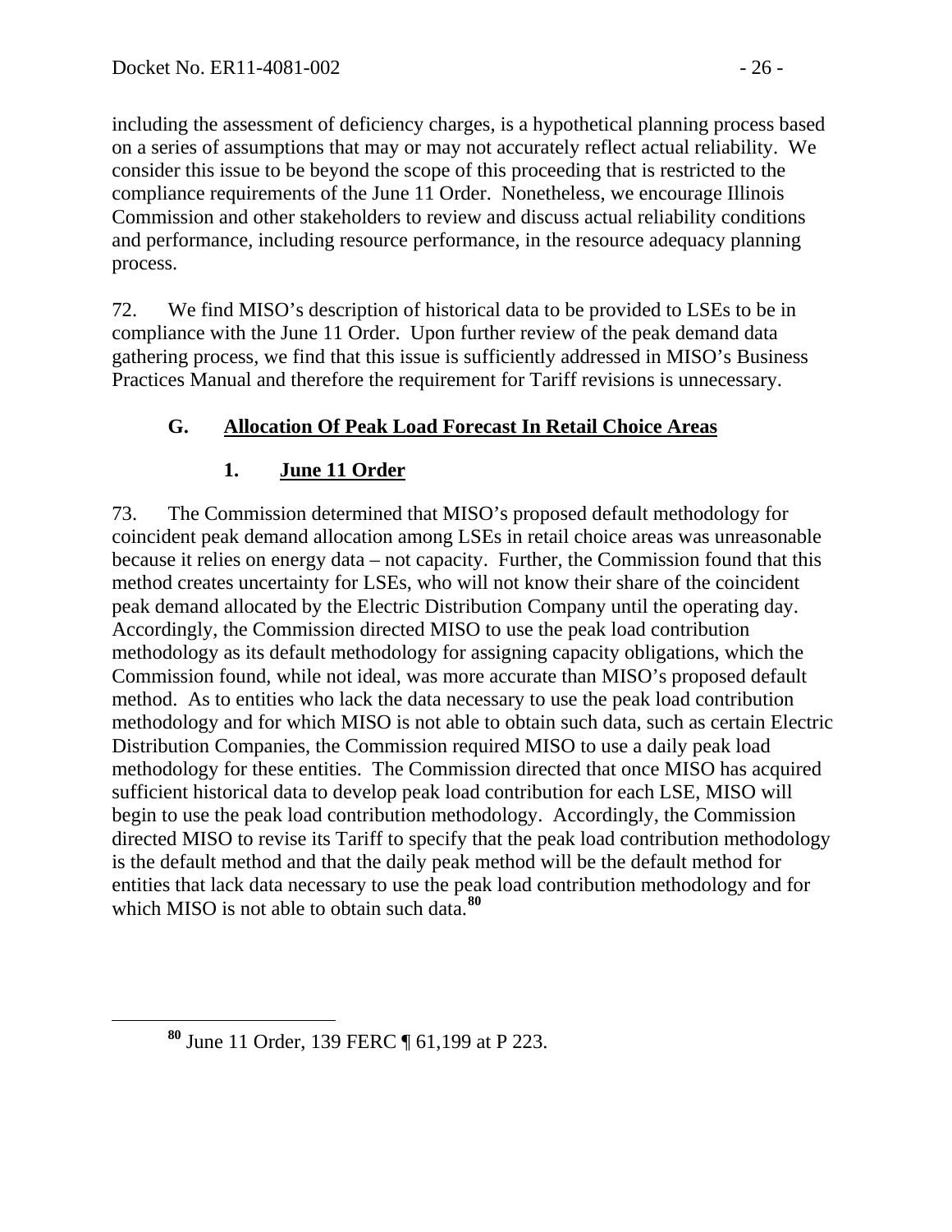including the assessment of deficiency charges, is a hypothetical planning process based on a series of assumptions that may or may not accurately reflect actual reliability. We consider this issue to be beyond the scope of this proceeding that is restricted to the compliance requirements of the June 11 Order. Nonetheless, we encourage Illinois Commission and other stakeholders to review and discuss actual reliability conditions and performance, including resource performance, in the resource adequacy planning process.

72. We find MISO's description of historical data to be provided to LSEs to be in compliance with the June 11 Order. Upon further review of the peak demand data gathering process, we find that this issue is sufficiently addressed in MISO's Business Practices Manual and therefore the requirement for Tariff revisions is unnecessary.

## G. Allocation Of Peak Load Forecast In Retail Choice Areas

### 1. June 11 Order

73. The Commission determined that MISO's proposed default methodology for coincident peak demand allocation among LSEs in retail choice areas was unreasonable because it relies on energy data – not capacity. Further, the Commission found that this method creates uncertainty for LSEs, who will not know their share of the coincident peak demand allocated by the Electric Distribution Company until the operating day. Accordingly, the Commission directed MISO to use the peak load contribution methodology as its default methodology for assigning capacity obligations, which the Commission found, while not ideal, was more accurate than MISO's proposed default method. As to entities who lack the data necessary to use the peak load contribution methodology and for which MISO is not able to obtain such data, such as certain Electric Distribution Companies, the Commission required MISO to use a daily peak load methodology for these entities. The Commission directed that once MISO has acquired sufficient historical data to develop peak load contribution for each LSE, MISO will begin to use the peak load contribution methodology. Accordingly, the Commission directed MISO to revise its Tariff to specify that the peak load contribution methodology is the default method and that the daily peak method will be the default method for entities that lack data necessary to use the peak load contribution methodology and for which MISO is not able to obtain such data.[80]

[80] June 11 Order, 139 FERC ¶ 61,199 at P 223.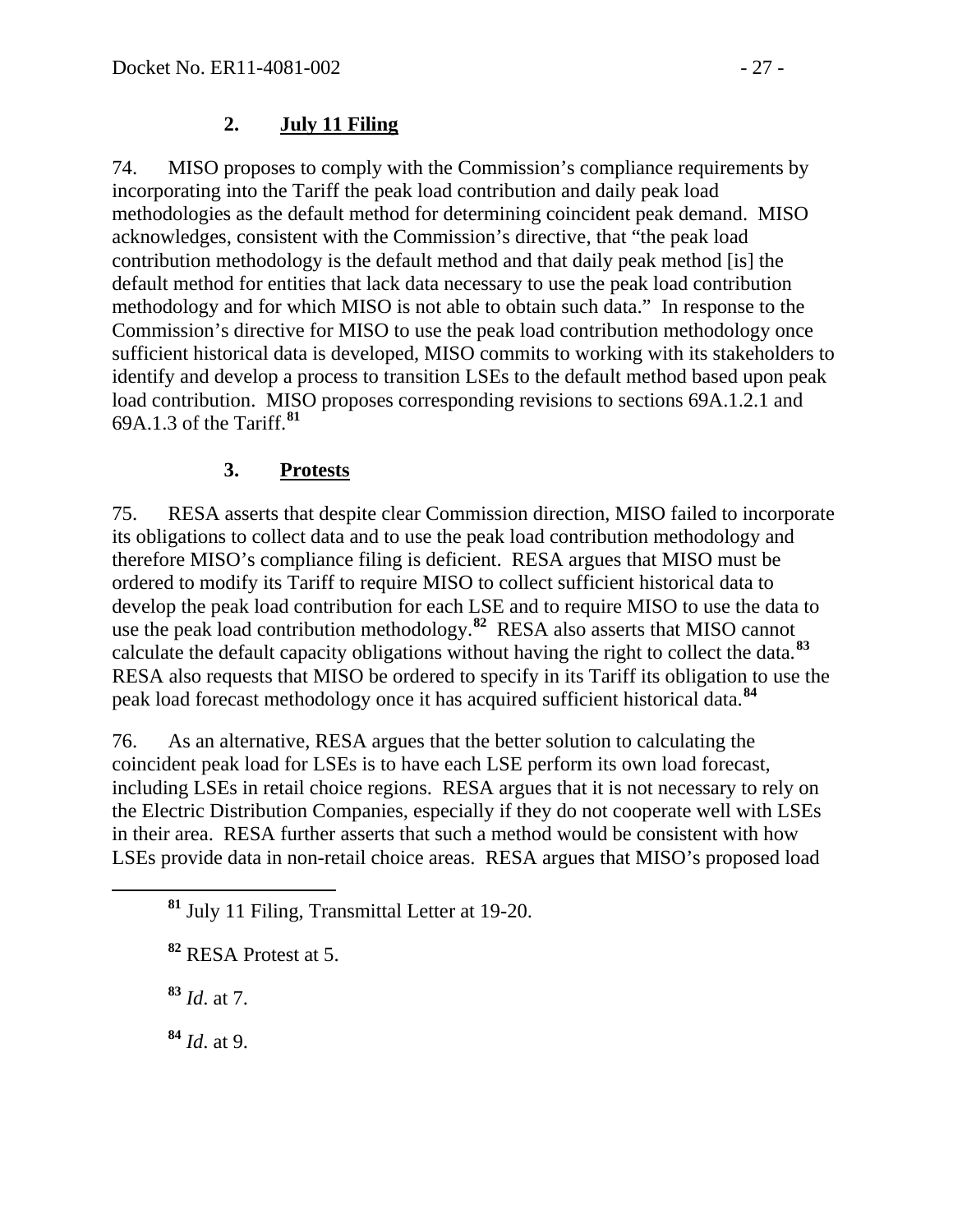### 2. July 11 Filing

74. MISO proposes to comply with the Commission's compliance requirements by incorporating into the Tariff the peak load contribution and daily peak load methodologies as the default method for determining coincident peak demand. MISO acknowledges, consistent with the Commission's directive, that "the peak load contribution methodology is the default method and that daily peak method [is] the default method for entities that lack data necessary to use the peak load contribution methodology and for which MISO is not able to obtain such data." In response to the Commission's directive for MISO to use the peak load contribution methodology once sufficient historical data is developed, MISO commits to working with its stakeholders to identify and develop a process to transition LSEs to the default method based upon peak load contribution. MISO proposes corresponding revisions to sections 69A.1.2.1 and 69A.1.3 of the Tariff.[81]

### 3. Protests

75. RESA asserts that despite clear Commission direction, MISO failed to incorporate its obligations to collect data and to use the peak load contribution methodology and therefore MISO's compliance filing is deficient. RESA argues that MISO must be ordered to modify its Tariff to require MISO to collect sufficient historical data to develop the peak load contribution for each LSE and to require MISO to use the data to use the peak load contribution methodology.[82] RESA also asserts that MISO cannot calculate the default capacity obligations without having the right to collect the data.[83] RESA also requests that MISO be ordered to specify in its Tariff its obligation to use the peak load forecast methodology once it has acquired sufficient historical data.[84]

76. As an alternative, RESA argues that the better solution to calculating the coincident peak load for LSEs is to have each LSE perform its own load forecast, including LSEs in retail choice regions. RESA argues that it is not necessary to rely on the Electric Distribution Companies, especially if they do not cooperate well with LSEs in their area. RESA further asserts that such a method would be consistent with how LSEs provide data in non-retail choice areas. RESA argues that MISO's proposed load

---

[81] July 11 Filing, Transmittal Letter at 19-20.

[82] RESA Protest at 5.

[83] *Id*. at 7.

[84] *Id*. at 9.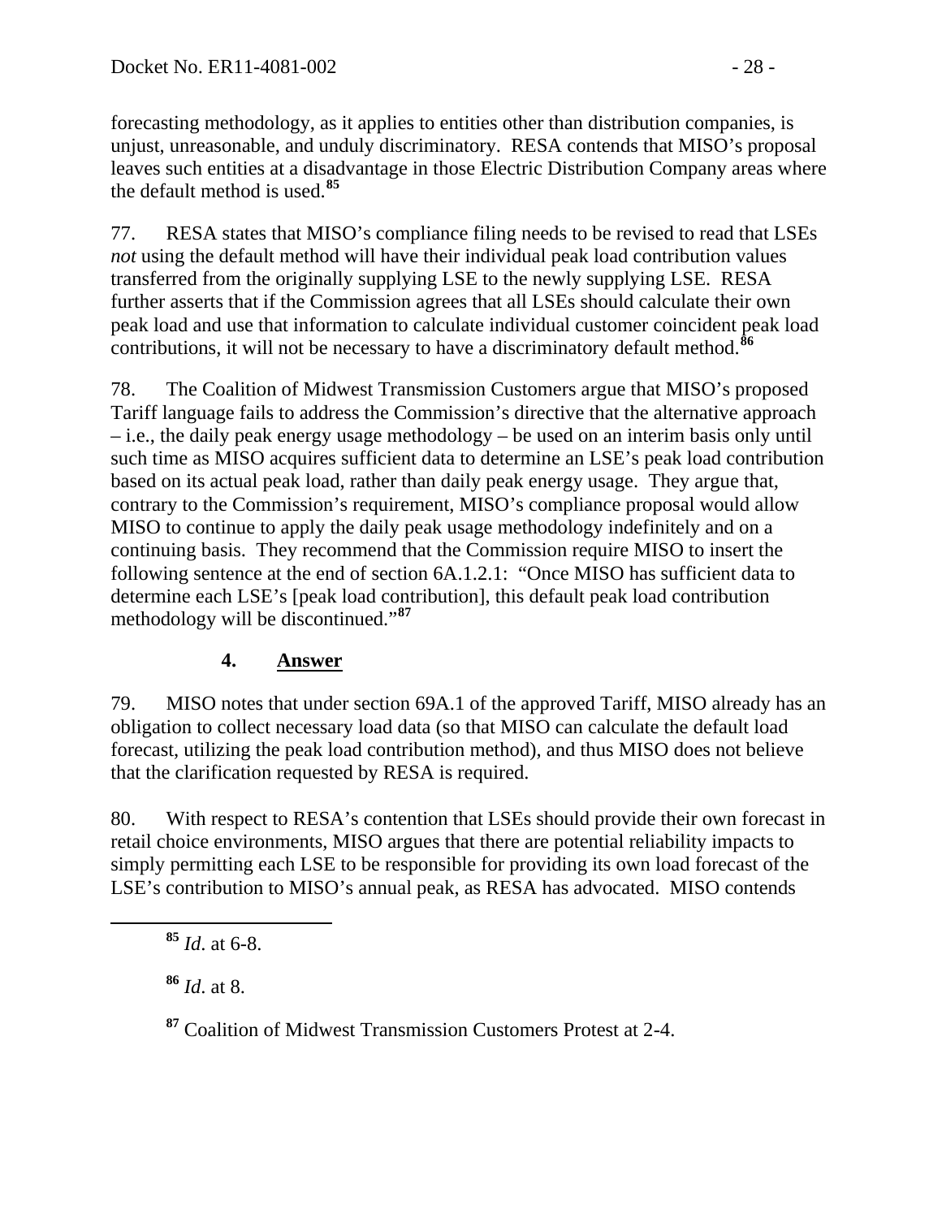forecasting methodology, as it applies to entities other than distribution companies, is unjust, unreasonable, and unduly discriminatory. RESA contends that MISO's proposal leaves such entities at a disadvantage in those Electric Distribution Company areas where the default method is used.[85]

77. RESA states that MISO's compliance filing needs to be revised to read that LSEs *not* using the default method will have their individual peak load contribution values transferred from the originally supplying LSE to the newly supplying LSE. RESA further asserts that if the Commission agrees that all LSEs should calculate their own peak load and use that information to calculate individual customer coincident peak load contributions, it will not be necessary to have a discriminatory default method.[86]

78. The Coalition of Midwest Transmission Customers argue that MISO's proposed Tariff language fails to address the Commission's directive that the alternative approach – i.e., the daily peak energy usage methodology – be used on an interim basis only until such time as MISO acquires sufficient data to determine an LSE's peak load contribution based on its actual peak load, rather than daily peak energy usage. They argue that, contrary to the Commission's requirement, MISO's compliance proposal would allow MISO to continue to apply the daily peak usage methodology indefinitely and on a continuing basis. They recommend that the Commission require MISO to insert the following sentence at the end of section 6A.1.2.1: "Once MISO has sufficient data to determine each LSE's [peak load contribution], this default peak load contribution methodology will be discontinued."[87]

### 4. <u>Answer</u>

79. MISO notes that under section 69A.1 of the approved Tariff, MISO already has an obligation to collect necessary load data (so that MISO can calculate the default load forecast, utilizing the peak load contribution method), and thus MISO does not believe that the clarification requested by RESA is required.

80. With respect to RESA's contention that LSEs should provide their own forecast in retail choice environments, MISO argues that there are potential reliability impacts to simply permitting each LSE to be responsible for providing its own load forecast of the LSE's contribution to MISO's annual peak, as RESA has advocated. MISO contends

---

[85] *Id*. at 6-8.

[86] *Id*. at 8.

[87] Coalition of Midwest Transmission Customers Protest at 2-4.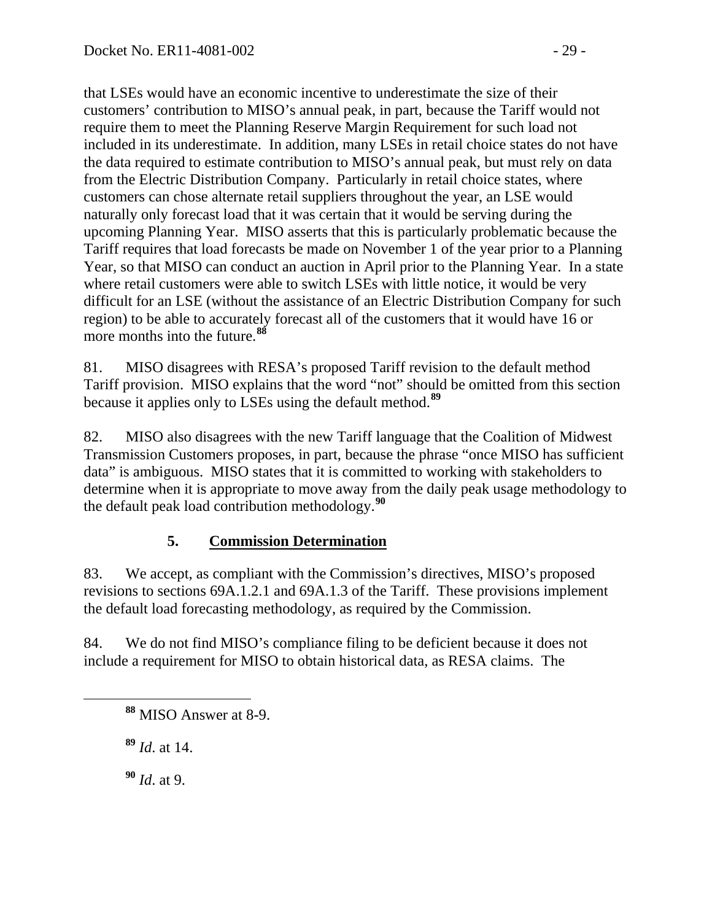that LSEs would have an economic incentive to underestimate the size of their customers' contribution to MISO's annual peak, in part, because the Tariff would not require them to meet the Planning Reserve Margin Requirement for such load not included in its underestimate. In addition, many LSEs in retail choice states do not have the data required to estimate contribution to MISO's annual peak, but must rely on data from the Electric Distribution Company. Particularly in retail choice states, where customers can chose alternate retail suppliers throughout the year, an LSE would naturally only forecast load that it was certain that it would be serving during the upcoming Planning Year. MISO asserts that this is particularly problematic because the Tariff requires that load forecasts be made on November 1 of the year prior to a Planning Year, so that MISO can conduct an auction in April prior to the Planning Year. In a state where retail customers were able to switch LSEs with little notice, it would be very difficult for an LSE (without the assistance of an Electric Distribution Company for such region) to be able to accurately forecast all of the customers that it would have 16 or more months into the future.[88]

81. MISO disagrees with RESA's proposed Tariff revision to the default method Tariff provision. MISO explains that the word "not" should be omitted from this section because it applies only to LSEs using the default method.[89]

82. MISO also disagrees with the new Tariff language that the Coalition of Midwest Transmission Customers proposes, in part, because the phrase "once MISO has sufficient data" is ambiguous. MISO states that it is committed to working with stakeholders to determine when it is appropriate to move away from the daily peak usage methodology to the default peak load contribution methodology.[90]

### 5. **Commission Determination**

83. We accept, as compliant with the Commission's directives, MISO's proposed revisions to sections 69A.1.2.1 and 69A.1.3 of the Tariff. These provisions implement the default load forecasting methodology, as required by the Commission.

84. We do not find MISO's compliance filing to be deficient because it does not include a requirement for MISO to obtain historical data, as RESA claims. The

---

[88] MISO Answer at 8-9.

[89] *Id*. at 14.

[90] *Id*. at 9.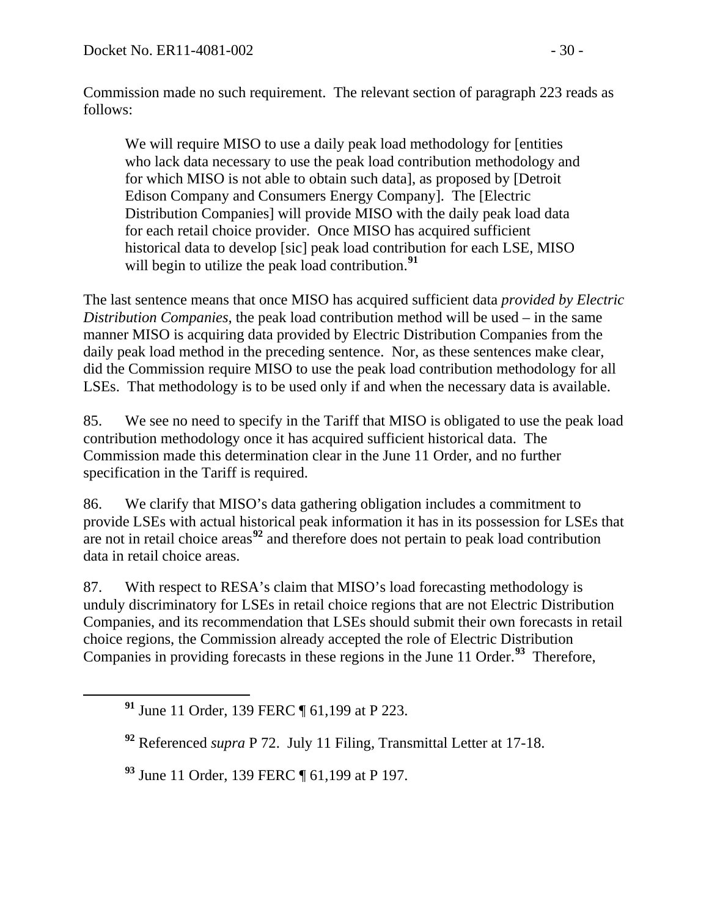Commission made no such requirement. The relevant section of paragraph 223 reads as follows:

> We will require MISO to use a daily peak load methodology for [entities who lack data necessary to use the peak load contribution methodology and for which MISO is not able to obtain such data], as proposed by [Detroit Edison Company and Consumers Energy Company]. The [Electric Distribution Companies] will provide MISO with the daily peak load data for each retail choice provider. Once MISO has acquired sufficient historical data to develop [sic] peak load contribution for each LSE, MISO will begin to utilize the peak load contribution.[91]

The last sentence means that once MISO has acquired sufficient data *provided by Electric Distribution Companies*, the peak load contribution method will be used – in the same manner MISO is acquiring data provided by Electric Distribution Companies from the daily peak load method in the preceding sentence. Nor, as these sentences make clear, did the Commission require MISO to use the peak load contribution methodology for all LSEs. That methodology is to be used only if and when the necessary data is available.

85. We see no need to specify in the Tariff that MISO is obligated to use the peak load contribution methodology once it has acquired sufficient historical data. The Commission made this determination clear in the June 11 Order, and no further specification in the Tariff is required.

86. We clarify that MISO's data gathering obligation includes a commitment to provide LSEs with actual historical peak information it has in its possession for LSEs that are not in retail choice areas[92] and therefore does not pertain to peak load contribution data in retail choice areas.

87. With respect to RESA's claim that MISO's load forecasting methodology is unduly discriminatory for LSEs in retail choice regions that are not Electric Distribution Companies, and its recommendation that LSEs should submit their own forecasts in retail choice regions, the Commission already accepted the role of Electric Distribution Companies in providing forecasts in these regions in the June 11 Order.[93] Therefore,

---

[91] June 11 Order, 139 FERC ¶ 61,199 at P 223.

[92] Referenced *supra* P 72. July 11 Filing, Transmittal Letter at 17-18.

[93] June 11 Order, 139 FERC ¶ 61,199 at P 197.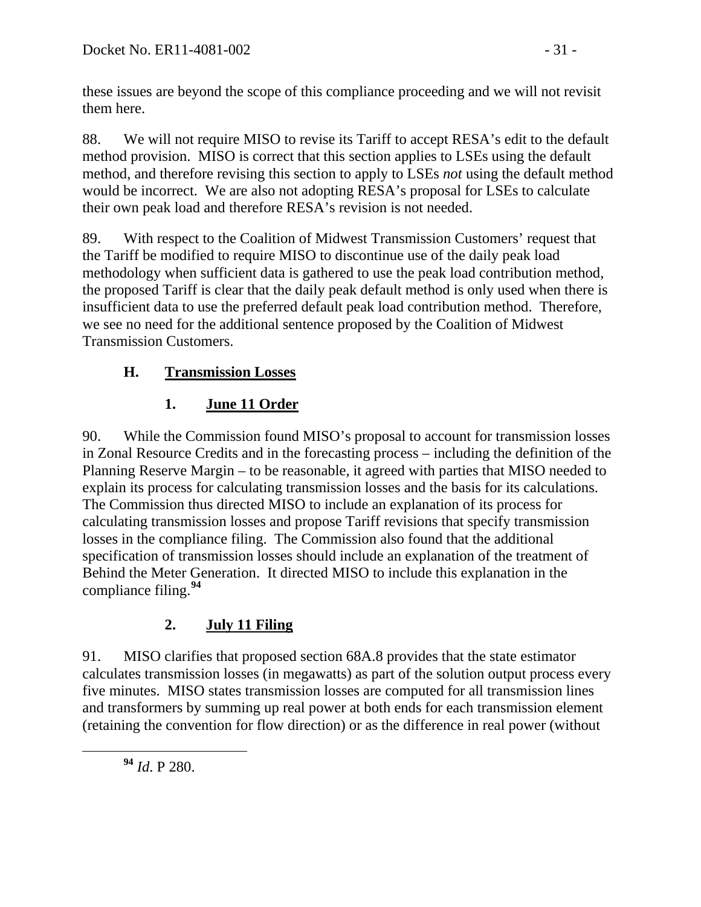these issues are beyond the scope of this compliance proceeding and we will not revisit them here.

88. We will not require MISO to revise its Tariff to accept RESA's edit to the default method provision. MISO is correct that this section applies to LSEs using the default method, and therefore revising this section to apply to LSEs *not* using the default method would be incorrect. We are also not adopting RESA's proposal for LSEs to calculate their own peak load and therefore RESA's revision is not needed.

89. With respect to the Coalition of Midwest Transmission Customers' request that the Tariff be modified to require MISO to discontinue use of the daily peak load methodology when sufficient data is gathered to use the peak load contribution method, the proposed Tariff is clear that the daily peak default method is only used when there is insufficient data to use the preferred default peak load contribution method. Therefore, we see no need for the additional sentence proposed by the Coalition of Midwest Transmission Customers.

## H. Transmission Losses

### 1. June 11 Order

90. While the Commission found MISO's proposal to account for transmission losses in Zonal Resource Credits and in the forecasting process – including the definition of the Planning Reserve Margin – to be reasonable, it agreed with parties that MISO needed to explain its process for calculating transmission losses and the basis for its calculations. The Commission thus directed MISO to include an explanation of its process for calculating transmission losses and propose Tariff revisions that specify transmission losses in the compliance filing. The Commission also found that the additional specification of transmission losses should include an explanation of the treatment of Behind the Meter Generation. It directed MISO to include this explanation in the compliance filing.[94]

### 2. July 11 Filing

91. MISO clarifies that proposed section 68A.8 provides that the state estimator calculates transmission losses (in megawatts) as part of the solution output process every five minutes. MISO states transmission losses are computed for all transmission lines and transformers by summing up real power at both ends for each transmission element (retaining the convention for flow direction) or as the difference in real power (without

[94] *Id*. P 280.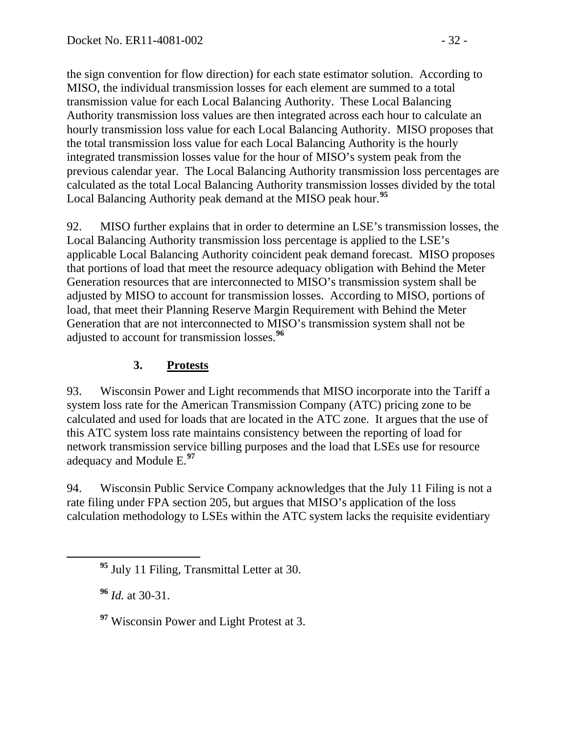the sign convention for flow direction) for each state estimator solution. According to MISO, the individual transmission losses for each element are summed to a total transmission value for each Local Balancing Authority. These Local Balancing Authority transmission loss values are then integrated across each hour to calculate an hourly transmission loss value for each Local Balancing Authority. MISO proposes that the total transmission loss value for each Local Balancing Authority is the hourly integrated transmission losses value for the hour of MISO's system peak from the previous calendar year. The Local Balancing Authority transmission loss percentages are calculated as the total Local Balancing Authority transmission losses divided by the total Local Balancing Authority peak demand at the MISO peak hour.[95]

92. MISO further explains that in order to determine an LSE's transmission losses, the Local Balancing Authority transmission loss percentage is applied to the LSE's applicable Local Balancing Authority coincident peak demand forecast. MISO proposes that portions of load that meet the resource adequacy obligation with Behind the Meter Generation resources that are interconnected to MISO's transmission system shall be adjusted by MISO to account for transmission losses. According to MISO, portions of load, that meet their Planning Reserve Margin Requirement with Behind the Meter Generation that are not interconnected to MISO's transmission system shall not be adjusted to account for transmission losses.[96]

### 3. **Protests**

93. Wisconsin Power and Light recommends that MISO incorporate into the Tariff a system loss rate for the American Transmission Company (ATC) pricing zone to be calculated and used for loads that are located in the ATC zone. It argues that the use of this ATC system loss rate maintains consistency between the reporting of load for network transmission service billing purposes and the load that LSEs use for resource adequacy and Module E.[97]

94. Wisconsin Public Service Company acknowledges that the July 11 Filing is not a rate filing under FPA section 205, but argues that MISO's application of the loss calculation methodology to LSEs within the ATC system lacks the requisite evidentiary

---

[95] July 11 Filing, Transmittal Letter at 30.

[96] *Id.* at 30-31.

[97] Wisconsin Power and Light Protest at 3.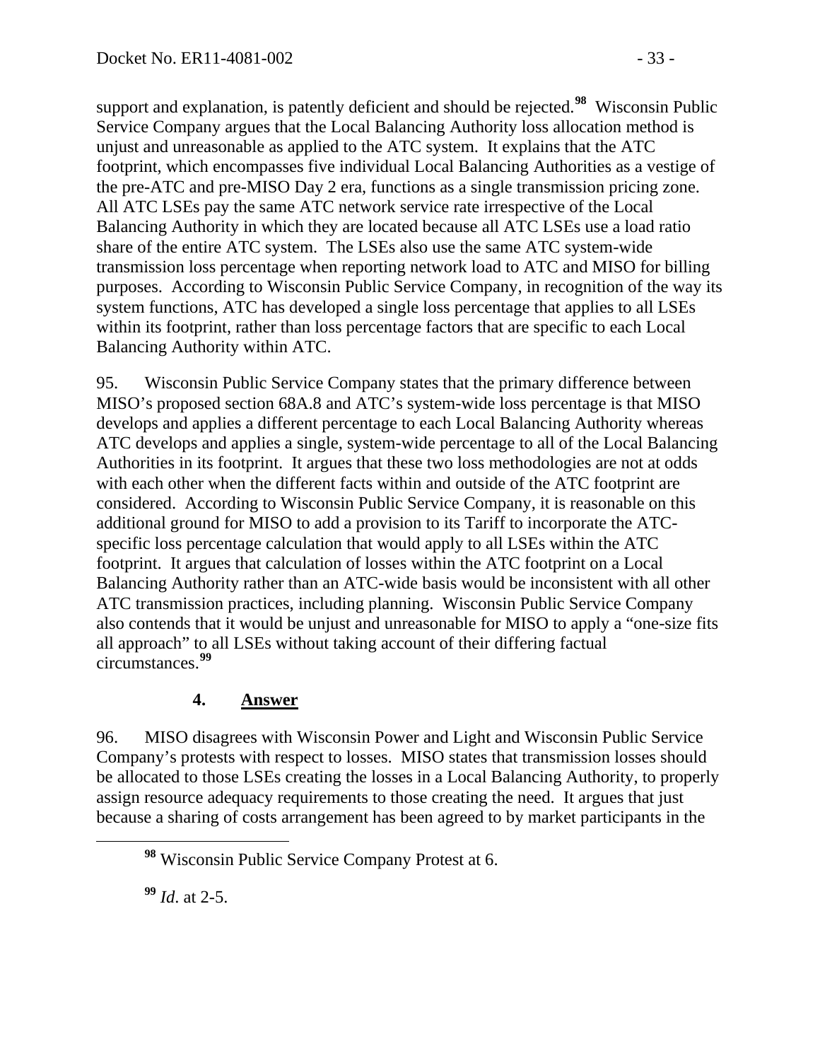support and explanation, is patently deficient and should be rejected.[98] Wisconsin Public Service Company argues that the Local Balancing Authority loss allocation method is unjust and unreasonable as applied to the ATC system. It explains that the ATC footprint, which encompasses five individual Local Balancing Authorities as a vestige of the pre-ATC and pre-MISO Day 2 era, functions as a single transmission pricing zone. All ATC LSEs pay the same ATC network service rate irrespective of the Local Balancing Authority in which they are located because all ATC LSEs use a load ratio share of the entire ATC system. The LSEs also use the same ATC system-wide transmission loss percentage when reporting network load to ATC and MISO for billing purposes. According to Wisconsin Public Service Company, in recognition of the way its system functions, ATC has developed a single loss percentage that applies to all LSEs within its footprint, rather than loss percentage factors that are specific to each Local Balancing Authority within ATC.

95. Wisconsin Public Service Company states that the primary difference between MISO's proposed section 68A.8 and ATC's system-wide loss percentage is that MISO develops and applies a different percentage to each Local Balancing Authority whereas ATC develops and applies a single, system-wide percentage to all of the Local Balancing Authorities in its footprint. It argues that these two loss methodologies are not at odds with each other when the different facts within and outside of the ATC footprint are considered. According to Wisconsin Public Service Company, it is reasonable on this additional ground for MISO to add a provision to its Tariff to incorporate the ATC-specific loss percentage calculation that would apply to all LSEs within the ATC footprint. It argues that calculation of losses within the ATC footprint on a Local Balancing Authority rather than an ATC-wide basis would be inconsistent with all other ATC transmission practices, including planning. Wisconsin Public Service Company also contends that it would be unjust and unreasonable for MISO to apply a "one-size fits all approach" to all LSEs without taking account of their differing factual circumstances.[99]

### 4. <u>Answer</u>

96. MISO disagrees with Wisconsin Power and Light and Wisconsin Public Service Company's protests with respect to losses. MISO states that transmission losses should be allocated to those LSEs creating the losses in a Local Balancing Authority, to properly assign resource adequacy requirements to those creating the need. It argues that just because a sharing of costs arrangement has been agreed to by market participants in the

[98] Wisconsin Public Service Company Protest at 6.

[99] *Id*. at 2-5.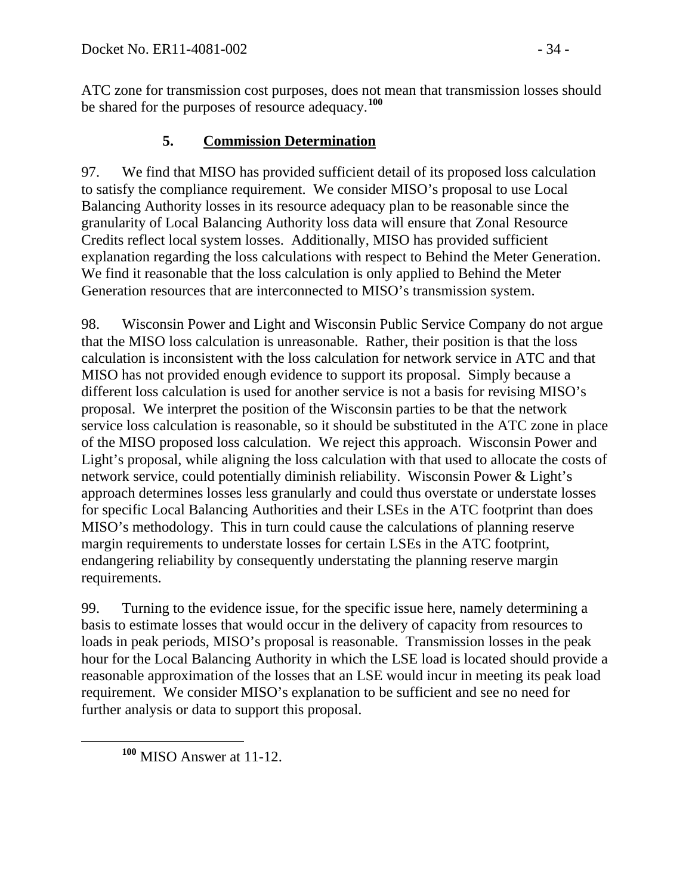ATC zone for transmission cost purposes, does not mean that transmission losses should be shared for the purposes of resource adequacy.[100]

### 5. Commission Determination

97. We find that MISO has provided sufficient detail of its proposed loss calculation to satisfy the compliance requirement. We consider MISO's proposal to use Local Balancing Authority losses in its resource adequacy plan to be reasonable since the granularity of Local Balancing Authority loss data will ensure that Zonal Resource Credits reflect local system losses. Additionally, MISO has provided sufficient explanation regarding the loss calculations with respect to Behind the Meter Generation. We find it reasonable that the loss calculation is only applied to Behind the Meter Generation resources that are interconnected to MISO's transmission system.

98. Wisconsin Power and Light and Wisconsin Public Service Company do not argue that the MISO loss calculation is unreasonable. Rather, their position is that the loss calculation is inconsistent with the loss calculation for network service in ATC and that MISO has not provided enough evidence to support its proposal. Simply because a different loss calculation is used for another service is not a basis for revising MISO's proposal. We interpret the position of the Wisconsin parties to be that the network service loss calculation is reasonable, so it should be substituted in the ATC zone in place of the MISO proposed loss calculation. We reject this approach. Wisconsin Power and Light's proposal, while aligning the loss calculation with that used to allocate the costs of network service, could potentially diminish reliability. Wisconsin Power & Light's approach determines losses less granularly and could thus overstate or understate losses for specific Local Balancing Authorities and their LSEs in the ATC footprint than does MISO's methodology. This in turn could cause the calculations of planning reserve margin requirements to understate losses for certain LSEs in the ATC footprint, endangering reliability by consequently understating the planning reserve margin requirements.

99. Turning to the evidence issue, for the specific issue here, namely determining a basis to estimate losses that would occur in the delivery of capacity from resources to loads in peak periods, MISO's proposal is reasonable. Transmission losses in the peak hour for the Local Balancing Authority in which the LSE load is located should provide a reasonable approximation of the losses that an LSE would incur in meeting its peak load requirement. We consider MISO's explanation to be sufficient and see no need for further analysis or data to support this proposal.

[100] MISO Answer at 11-12.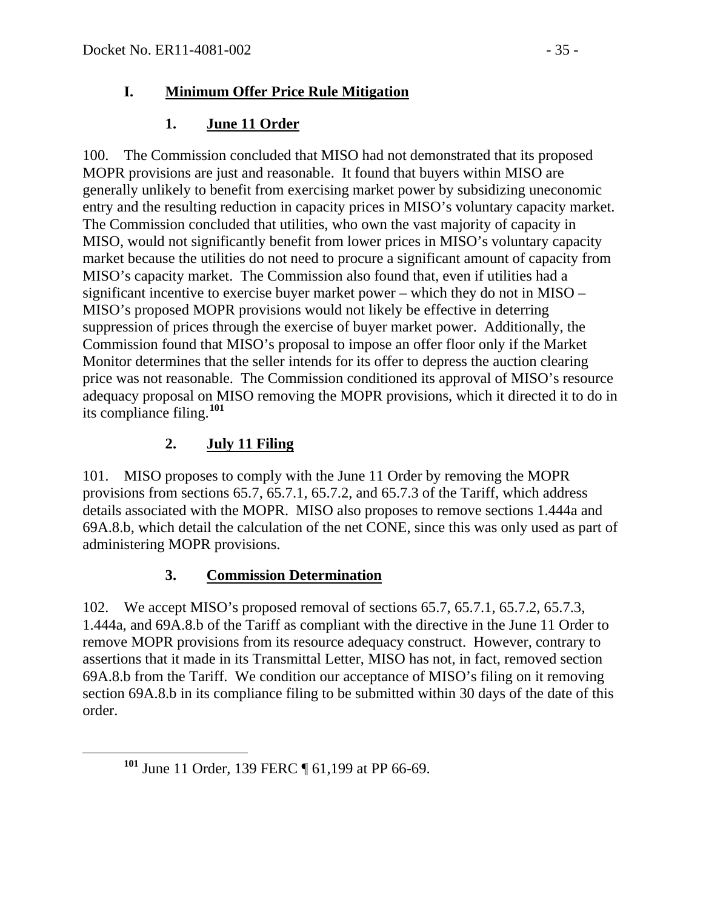## I. Minimum Offer Price Rule Mitigation

### 1. June 11 Order

100. The Commission concluded that MISO had not demonstrated that its proposed MOPR provisions are just and reasonable. It found that buyers within MISO are generally unlikely to benefit from exercising market power by subsidizing uneconomic entry and the resulting reduction in capacity prices in MISO's voluntary capacity market. The Commission concluded that utilities, who own the vast majority of capacity in MISO, would not significantly benefit from lower prices in MISO's voluntary capacity market because the utilities do not need to procure a significant amount of capacity from MISO's capacity market. The Commission also found that, even if utilities had a significant incentive to exercise buyer market power – which they do not in MISO – MISO's proposed MOPR provisions would not likely be effective in deterring suppression of prices through the exercise of buyer market power. Additionally, the Commission found that MISO's proposal to impose an offer floor only if the Market Monitor determines that the seller intends for its offer to depress the auction clearing price was not reasonable. The Commission conditioned its approval of MISO's resource adequacy proposal on MISO removing the MOPR provisions, which it directed it to do in its compliance filing.[101]

### 2. July 11 Filing

101. MISO proposes to comply with the June 11 Order by removing the MOPR provisions from sections 65.7, 65.7.1, 65.7.2, and 65.7.3 of the Tariff, which address details associated with the MOPR. MISO also proposes to remove sections 1.444a and 69A.8.b, which detail the calculation of the net CONE, since this was only used as part of administering MOPR provisions.

### 3. Commission Determination

102. We accept MISO's proposed removal of sections 65.7, 65.7.1, 65.7.2, 65.7.3, 1.444a, and 69A.8.b of the Tariff as compliant with the directive in the June 11 Order to remove MOPR provisions from its resource adequacy construct. However, contrary to assertions that it made in its Transmittal Letter, MISO has not, in fact, removed section 69A.8.b from the Tariff. We condition our acceptance of MISO's filing on it removing section 69A.8.b in its compliance filing to be submitted within 30 days of the date of this order.

---

[101] June 11 Order, 139 FERC ¶ 61,199 at PP 66-69.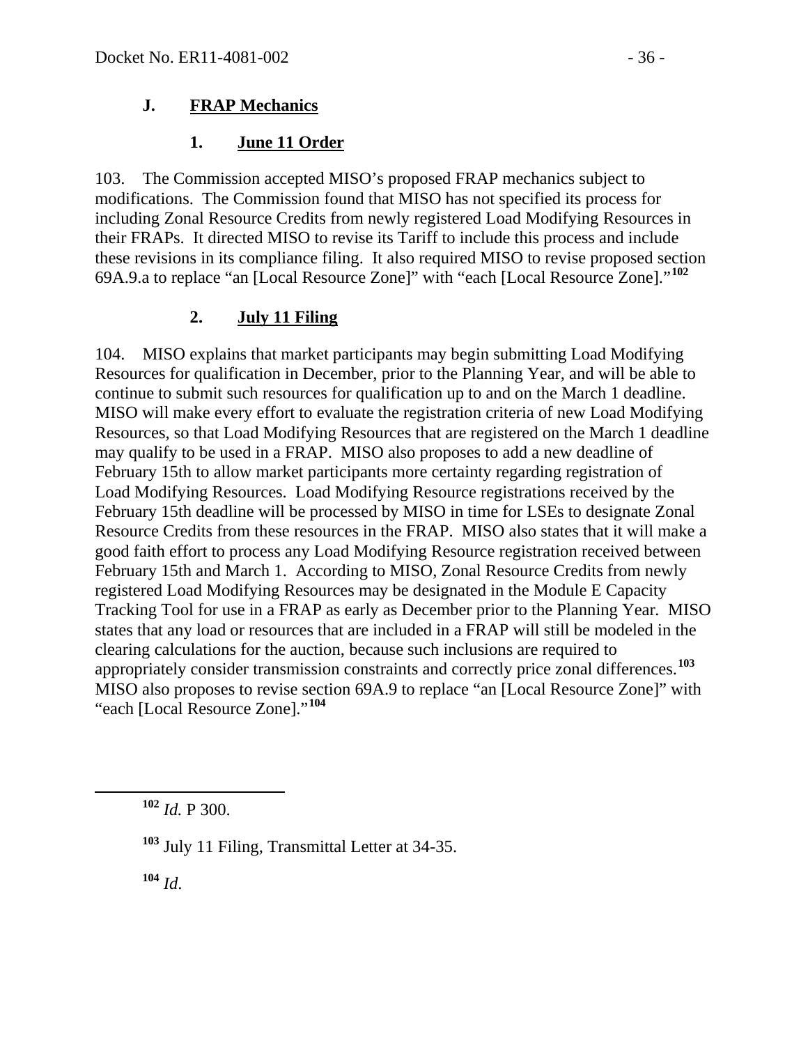### J. FRAP Mechanics

#### 1. June 11 Order

103. The Commission accepted MISO's proposed FRAP mechanics subject to modifications. The Commission found that MISO has not specified its process for including Zonal Resource Credits from newly registered Load Modifying Resources in their FRAPs. It directed MISO to revise its Tariff to include this process and include these revisions in its compliance filing. It also required MISO to revise proposed section 69A.9.a to replace "an [Local Resource Zone]" with "each [Local Resource Zone]."[102]

#### 2. July 11 Filing

104. MISO explains that market participants may begin submitting Load Modifying Resources for qualification in December, prior to the Planning Year, and will be able to continue to submit such resources for qualification up to and on the March 1 deadline. MISO will make every effort to evaluate the registration criteria of new Load Modifying Resources, so that Load Modifying Resources that are registered on the March 1 deadline may qualify to be used in a FRAP. MISO also proposes to add a new deadline of February 15th to allow market participants more certainty regarding registration of Load Modifying Resources. Load Modifying Resource registrations received by the February 15th deadline will be processed by MISO in time for LSEs to designate Zonal Resource Credits from these resources in the FRAP. MISO also states that it will make a good faith effort to process any Load Modifying Resource registration received between February 15th and March 1. According to MISO, Zonal Resource Credits from newly registered Load Modifying Resources may be designated in the Module E Capacity Tracking Tool for use in a FRAP as early as December prior to the Planning Year. MISO states that any load or resources that are included in a FRAP will still be modeled in the clearing calculations for the auction, because such inclusions are required to appropriately consider transmission constraints and correctly price zonal differences.[103] MISO also proposes to revise section 69A.9 to replace "an [Local Resource Zone]" with "each [Local Resource Zone]."[104]

---

[102] *Id.* P 300.

[103] July 11 Filing, Transmittal Letter at 34-35.

[104] *Id*.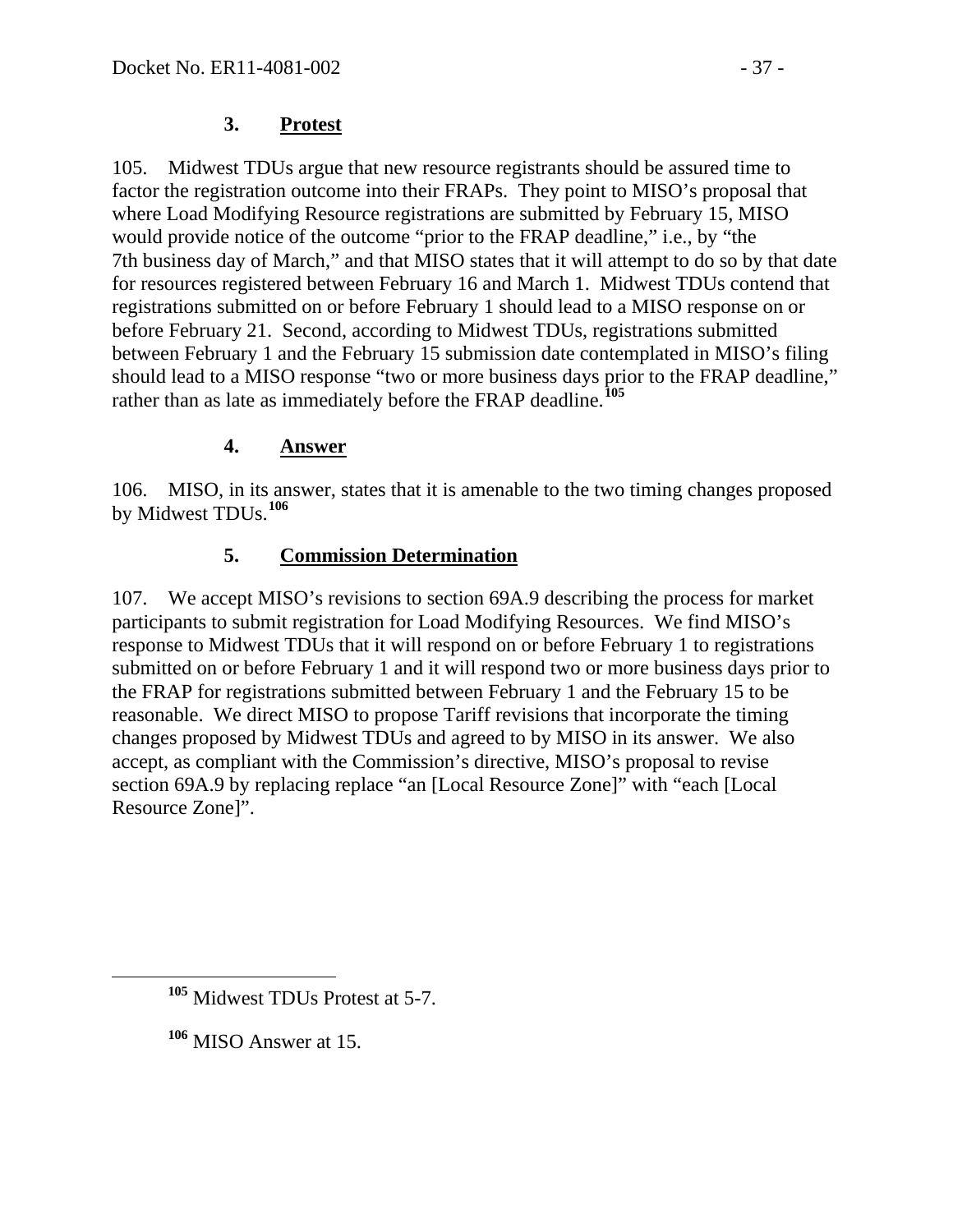### 3. **Protest**

105. Midwest TDUs argue that new resource registrants should be assured time to factor the registration outcome into their FRAPs. They point to MISO's proposal that where Load Modifying Resource registrations are submitted by February 15, MISO would provide notice of the outcome "prior to the FRAP deadline," i.e., by "the 7th business day of March," and that MISO states that it will attempt to do so by that date for resources registered between February 16 and March 1. Midwest TDUs contend that registrations submitted on or before February 1 should lead to a MISO response on or before February 21. Second, according to Midwest TDUs, registrations submitted between February 1 and the February 15 submission date contemplated in MISO's filing should lead to a MISO response "two or more business days prior to the FRAP deadline," rather than as late as immediately before the FRAP deadline.[105]

### 4. **Answer**

106. MISO, in its answer, states that it is amenable to the two timing changes proposed by Midwest TDUs.[106]

### 5. **Commission Determination**

107. We accept MISO's revisions to section 69A.9 describing the process for market participants to submit registration for Load Modifying Resources. We find MISO's response to Midwest TDUs that it will respond on or before February 1 to registrations submitted on or before February 1 and it will respond two or more business days prior to the FRAP for registrations submitted between February 1 and the February 15 to be reasonable. We direct MISO to propose Tariff revisions that incorporate the timing changes proposed by Midwest TDUs and agreed to by MISO in its answer. We also accept, as compliant with the Commission's directive, MISO's proposal to revise section 69A.9 by replacing replace "an [Local Resource Zone]" with "each [Local Resource Zone]".

---

[105] Midwest TDUs Protest at 5-7.

[106] MISO Answer at 15.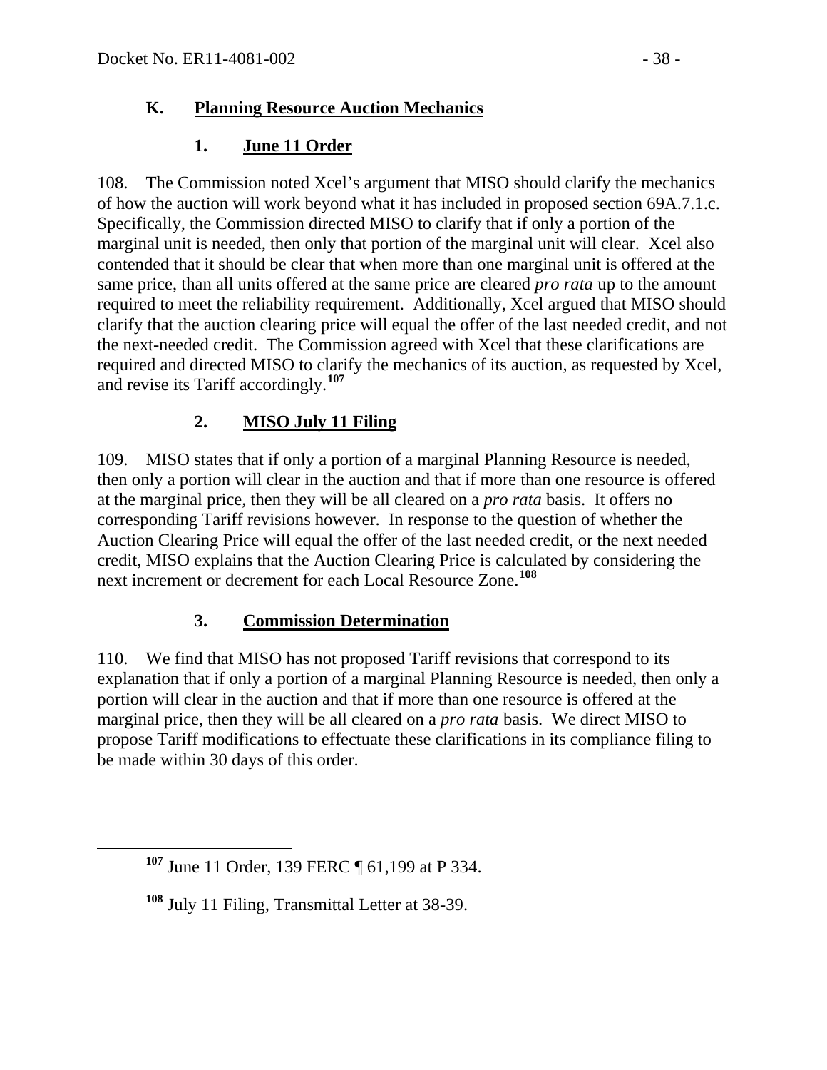## K. Planning Resource Auction Mechanics

### 1. June 11 Order

108. The Commission noted Xcel's argument that MISO should clarify the mechanics of how the auction will work beyond what it has included in proposed section 69A.7.1.c. Specifically, the Commission directed MISO to clarify that if only a portion of the marginal unit is needed, then only that portion of the marginal unit will clear. Xcel also contended that it should be clear that when more than one marginal unit is offered at the same price, than all units offered at the same price are cleared *pro rata* up to the amount required to meet the reliability requirement. Additionally, Xcel argued that MISO should clarify that the auction clearing price will equal the offer of the last needed credit, and not the next-needed credit. The Commission agreed with Xcel that these clarifications are required and directed MISO to clarify the mechanics of its auction, as requested by Xcel, and revise its Tariff accordingly.[107]

### 2. MISO July 11 Filing

109. MISO states that if only a portion of a marginal Planning Resource is needed, then only a portion will clear in the auction and that if more than one resource is offered at the marginal price, then they will be all cleared on a *pro rata* basis. It offers no corresponding Tariff revisions however. In response to the question of whether the Auction Clearing Price will equal the offer of the last needed credit, or the next needed credit, MISO explains that the Auction Clearing Price is calculated by considering the next increment or decrement for each Local Resource Zone.[108]

### 3. Commission Determination

110. We find that MISO has not proposed Tariff revisions that correspond to its explanation that if only a portion of a marginal Planning Resource is needed, then only a portion will clear in the auction and that if more than one resource is offered at the marginal price, then they will be all cleared on a *pro rata* basis. We direct MISO to propose Tariff modifications to effectuate these clarifications in its compliance filing to be made within 30 days of this order.

---

[107] June 11 Order, 139 FERC ¶ 61,199 at P 334.

[108] July 11 Filing, Transmittal Letter at 38-39.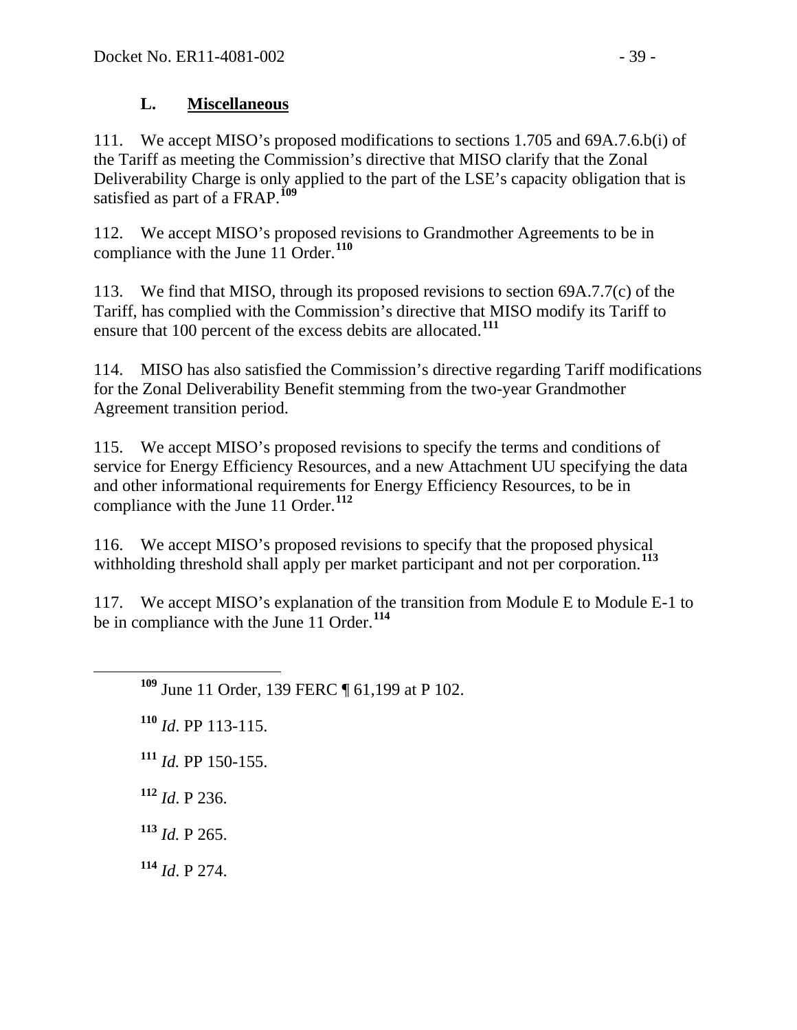### L. Miscellaneous

111. We accept MISO's proposed modifications to sections 1.705 and 69A.7.6.b(i) of the Tariff as meeting the Commission's directive that MISO clarify that the Zonal Deliverability Charge is only applied to the part of the LSE's capacity obligation that is satisfied as part of a FRAP.[109]

112. We accept MISO's proposed revisions to Grandmother Agreements to be in compliance with the June 11 Order.[110]

113. We find that MISO, through its proposed revisions to section 69A.7.7(c) of the Tariff, has complied with the Commission's directive that MISO modify its Tariff to ensure that 100 percent of the excess debits are allocated.[111]

114. MISO has also satisfied the Commission's directive regarding Tariff modifications for the Zonal Deliverability Benefit stemming from the two-year Grandmother Agreement transition period.

115. We accept MISO's proposed revisions to specify the terms and conditions of service for Energy Efficiency Resources, and a new Attachment UU specifying the data and other informational requirements for Energy Efficiency Resources, to be in compliance with the June 11 Order.[112]

116. We accept MISO's proposed revisions to specify that the proposed physical withholding threshold shall apply per market participant and not per corporation.[113]

117. We accept MISO's explanation of the transition from Module E to Module E-1 to be in compliance with the June 11 Order.[114]

---

[109] June 11 Order, 139 FERC ¶ 61,199 at P 102.

[110] *Id*. PP 113-115.

[111] *Id.* PP 150-155.

[112] *Id*. P 236.

[113] *Id.* P 265.

[114] *Id*. P 274.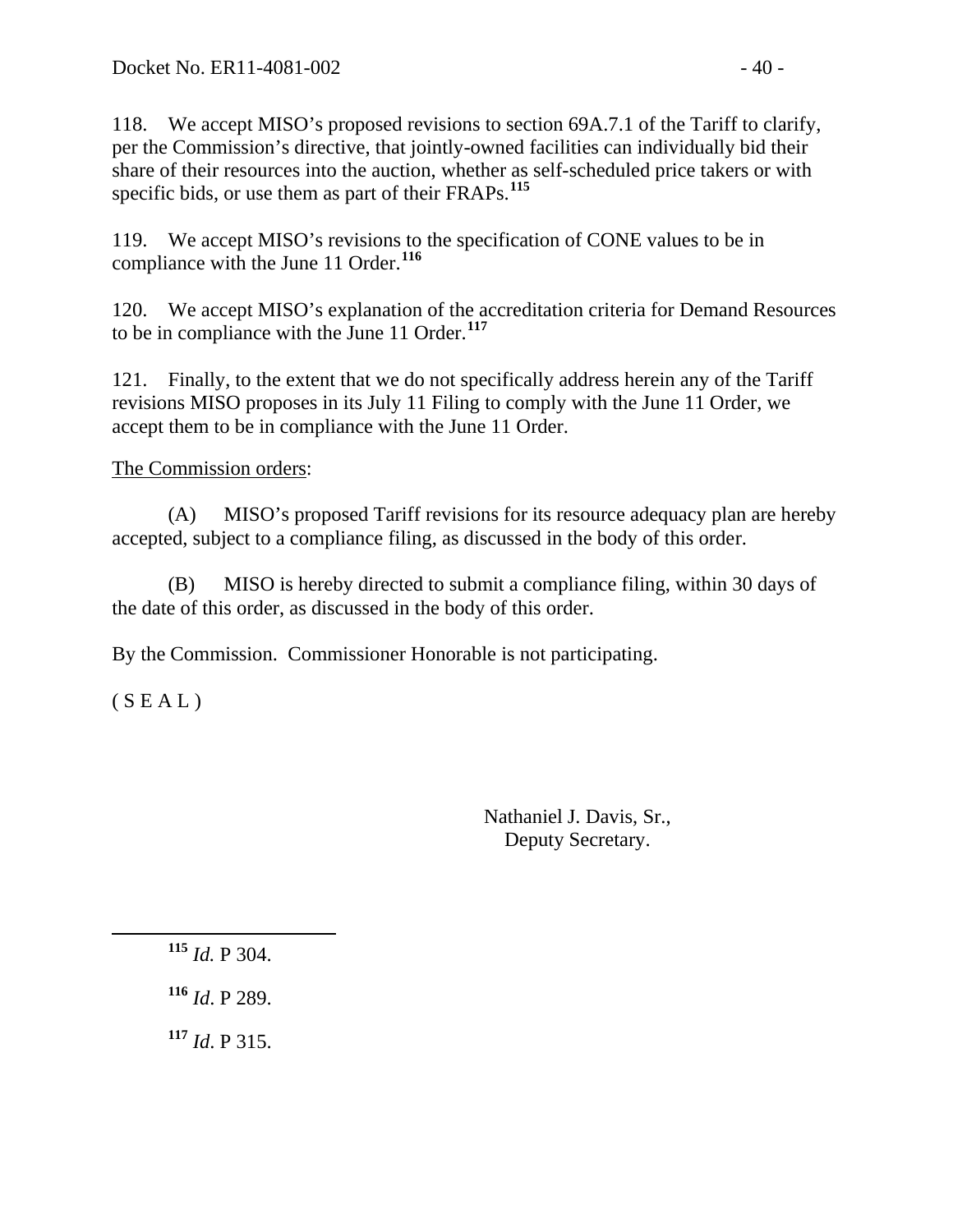118. We accept MISO's proposed revisions to section 69A.7.1 of the Tariff to clarify, per the Commission's directive, that jointly-owned facilities can individually bid their share of their resources into the auction, whether as self-scheduled price takers or with specific bids, or use them as part of their FRAPs.[115]

119. We accept MISO's revisions to the specification of CONE values to be in compliance with the June 11 Order.[116]

120. We accept MISO's explanation of the accreditation criteria for Demand Resources to be in compliance with the June 11 Order.[117]

121. Finally, to the extent that we do not specifically address herein any of the Tariff revisions MISO proposes in its July 11 Filing to comply with the June 11 Order, we accept them to be in compliance with the June 11 Order.

The Commission orders:

(A) MISO's proposed Tariff revisions for its resource adequacy plan are hereby accepted, subject to a compliance filing, as discussed in the body of this order.

(B) MISO is hereby directed to submit a compliance filing, within 30 days of the date of this order, as discussed in the body of this order.

By the Commission. Commissioner Honorable is not participating.

( S E A L )

Nathaniel J. Davis, Sr.,
Deputy Secretary.

---

[115] *Id.* P 304.

[116] *Id*. P 289.

[117] *Id*. P 315.